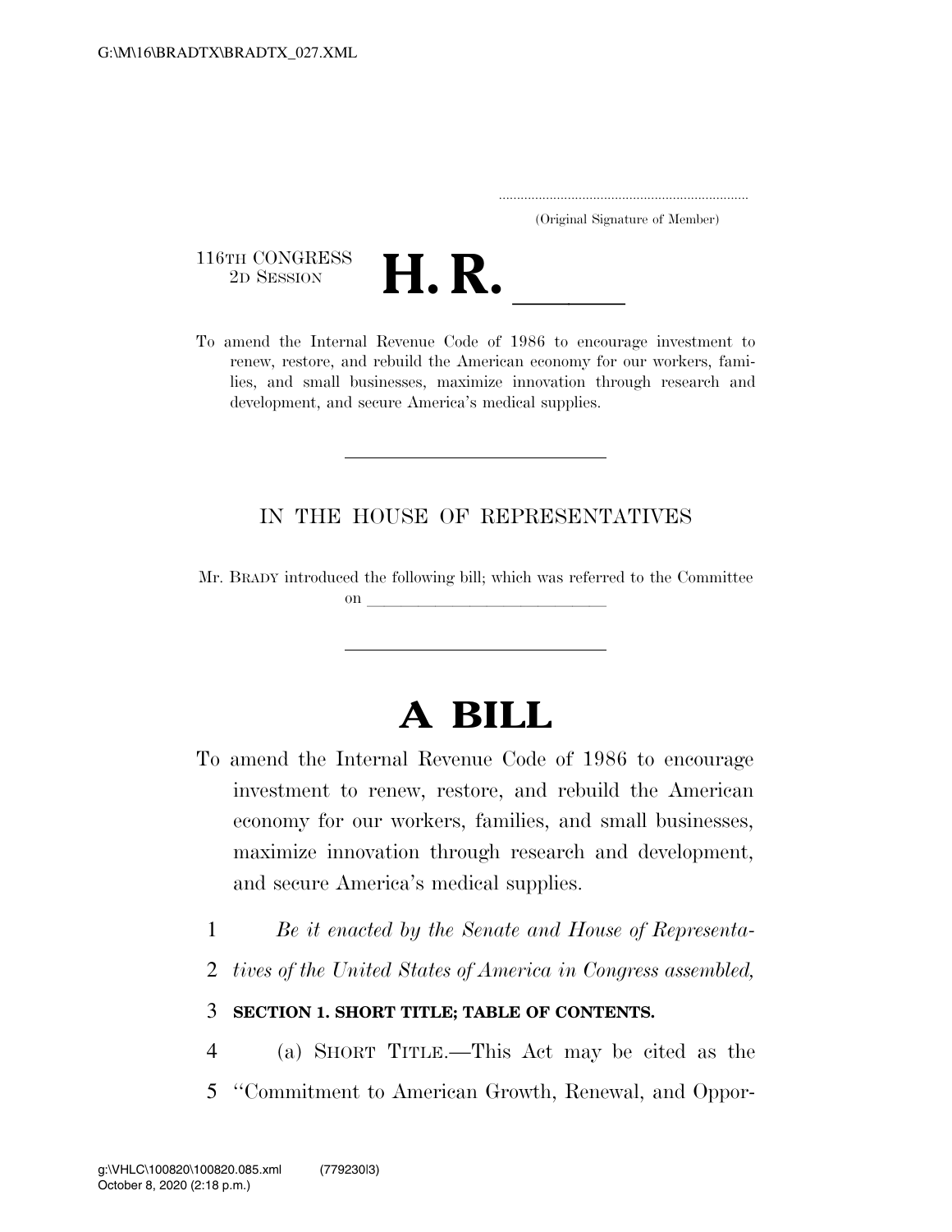(Original Signature of Member)

116TH CONGRESS
2D SESSION

# H. R. \_\_\_\_\_

To amend the Internal Revenue Code of 1986 to encourage investment to renew, restore, and rebuild the American economy for our workers, families, and small businesses, maximize innovation through research and development, and secure America's medical supplies.

---

IN THE HOUSE OF REPRESENTATIVES

Mr. BRADY introduced the following bill; which was referred to the Committee on \_\_\_\_\_\_\_\_\_\_\_\_\_\_\_\_\_\_\_\_\_\_\_\_\_\_\_\_

---

# A BILL

To amend the Internal Revenue Code of 1986 to encourage investment to renew, restore, and rebuild the American economy for our workers, families, and small businesses, maximize innovation through research and development, and secure America's medical supplies.

1 *Be it enacted by the Senate and House of Representa-*
2 *tives of the United States of America in Congress assembled,*

3 **SECTION 1. SHORT TITLE; TABLE OF CONTENTS.**

4 (a) SHORT TITLE.—This Act may be cited as the
5 "Commitment to American Growth, Renewal, and Oppor-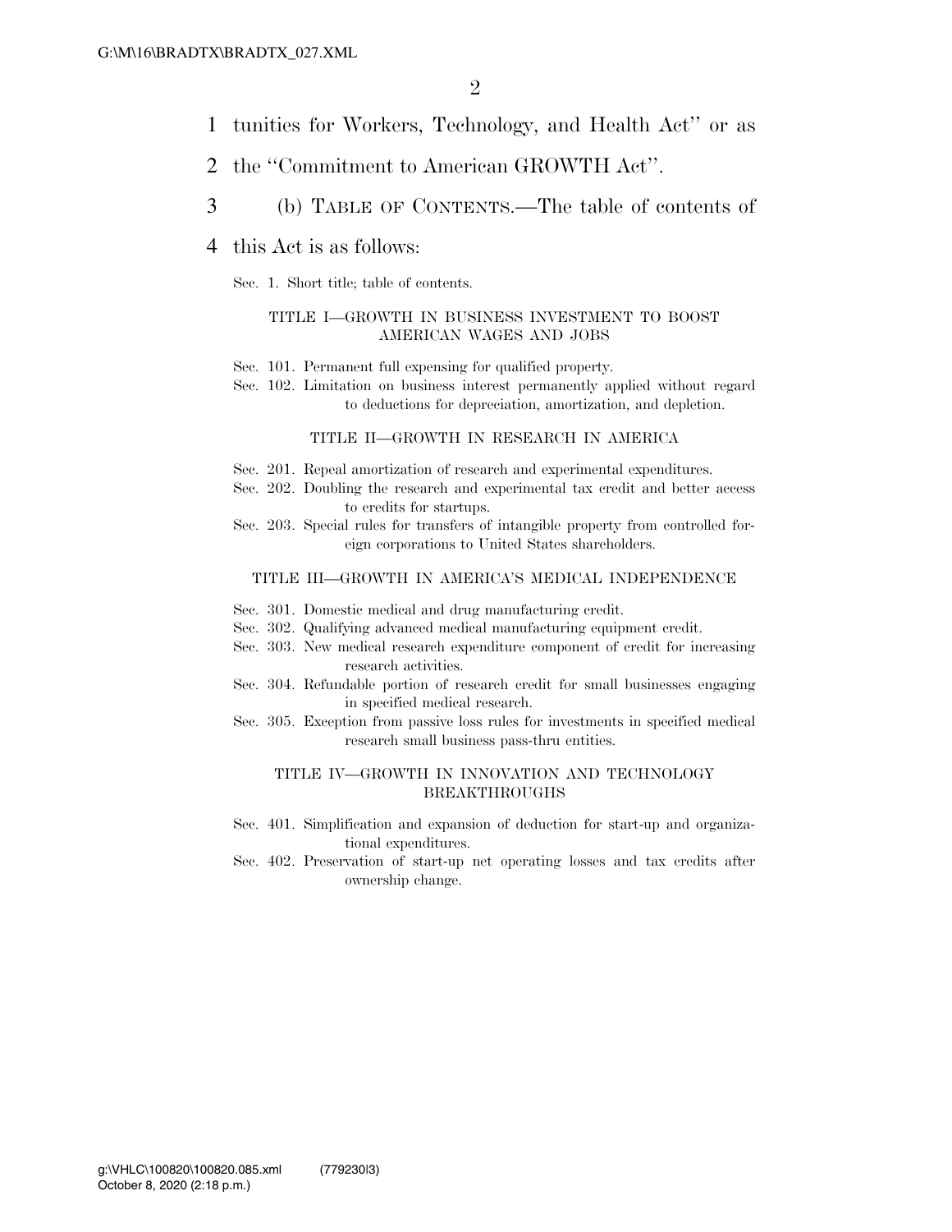tunities for Workers, Technology, and Health Act'' or as the ''Commitment to American GROWTH Act''.

(b) TABLE OF CONTENTS.—The table of contents of this Act is as follows:

Sec. 1. Short title; table of contents.

TITLE I—GROWTH IN BUSINESS INVESTMENT TO BOOST AMERICAN WAGES AND JOBS

Sec. 101. Permanent full expensing for qualified property.
Sec. 102. Limitation on business interest permanently applied without regard to deductions for depreciation, amortization, and depletion.

TITLE II—GROWTH IN RESEARCH IN AMERICA

Sec. 201. Repeal amortization of research and experimental expenditures.
Sec. 202. Doubling the research and experimental tax credit and better access to credits for startups.
Sec. 203. Special rules for transfers of intangible property from controlled foreign corporations to United States shareholders.

TITLE III—GROWTH IN AMERICA'S MEDICAL INDEPENDENCE

Sec. 301. Domestic medical and drug manufacturing credit.
Sec. 302. Qualifying advanced medical manufacturing equipment credit.
Sec. 303. New medical research expenditure component of credit for increasing research activities.
Sec. 304. Refundable portion of research credit for small businesses engaging in specified medical research.
Sec. 305. Exception from passive loss rules for investments in specified medical research small business pass-thru entities.

TITLE IV—GROWTH IN INNOVATION AND TECHNOLOGY BREAKTHROUGHS

Sec. 401. Simplification and expansion of deduction for start-up and organizational expenditures.
Sec. 402. Preservation of start-up net operating losses and tax credits after ownership change.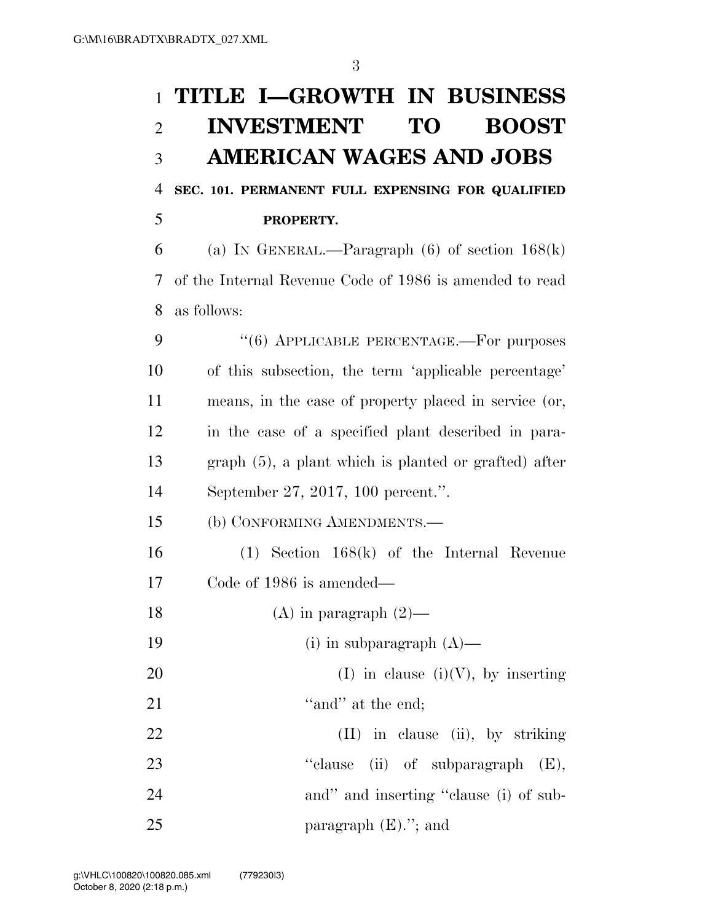# TITLE I—GROWTH IN BUSINESS INVESTMENT TO BOOST AMERICAN WAGES AND JOBS

### SEC. 101. PERMANENT FULL EXPENSING FOR QUALIFIED PROPERTY.

(a) IN GENERAL.—Paragraph (6) of section 168(k) of the Internal Revenue Code of 1986 is amended to read as follows:

"(6) APPLICABLE PERCENTAGE.—For purposes of this subsection, the term 'applicable percentage' means, in the case of property placed in service (or, in the case of a specified plant described in paragraph (5), a plant which is planted or grafted) after September 27, 2017, 100 percent.".

(b) CONFORMING AMENDMENTS.—

(1) Section 168(k) of the Internal Revenue Code of 1986 is amended—

(A) in paragraph (2)—

(i) in subparagraph (A)—

(I) in clause (i)(V), by inserting "and" at the end;

(II) in clause (ii), by striking "clause (ii) of subparagraph (E), and" and inserting "clause (i) of subparagraph (E)."; and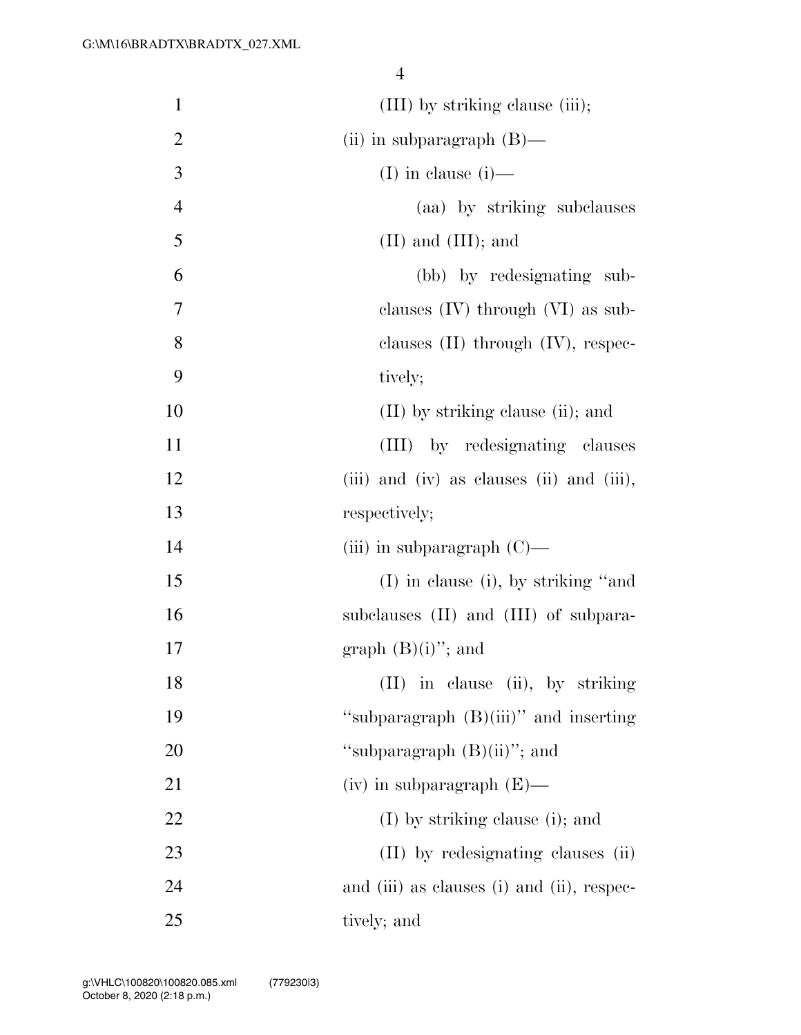(III) by striking clause (iii);

(ii) in subparagraph (B)—

(I) in clause (i)—

(aa) by striking subclauses (II) and (III); and

(bb) by redesignating subclauses (IV) through (VI) as subclauses (II) through (IV), respectively;

(II) by striking clause (ii); and

(III) by redesignating clauses (iii) and (iv) as clauses (ii) and (iii), respectively;

(iii) in subparagraph (C)—

(I) in clause (i), by striking ‘‘and subclauses (II) and (III) of subparagraph (B)(i)’’; and

(II) in clause (ii), by striking ‘‘subparagraph (B)(iii)’’ and inserting ‘‘subparagraph (B)(ii)’’; and

(iv) in subparagraph (E)—

(I) by striking clause (i); and

(II) by redesignating clauses (ii) and (iii) as clauses (i) and (ii), respectively; and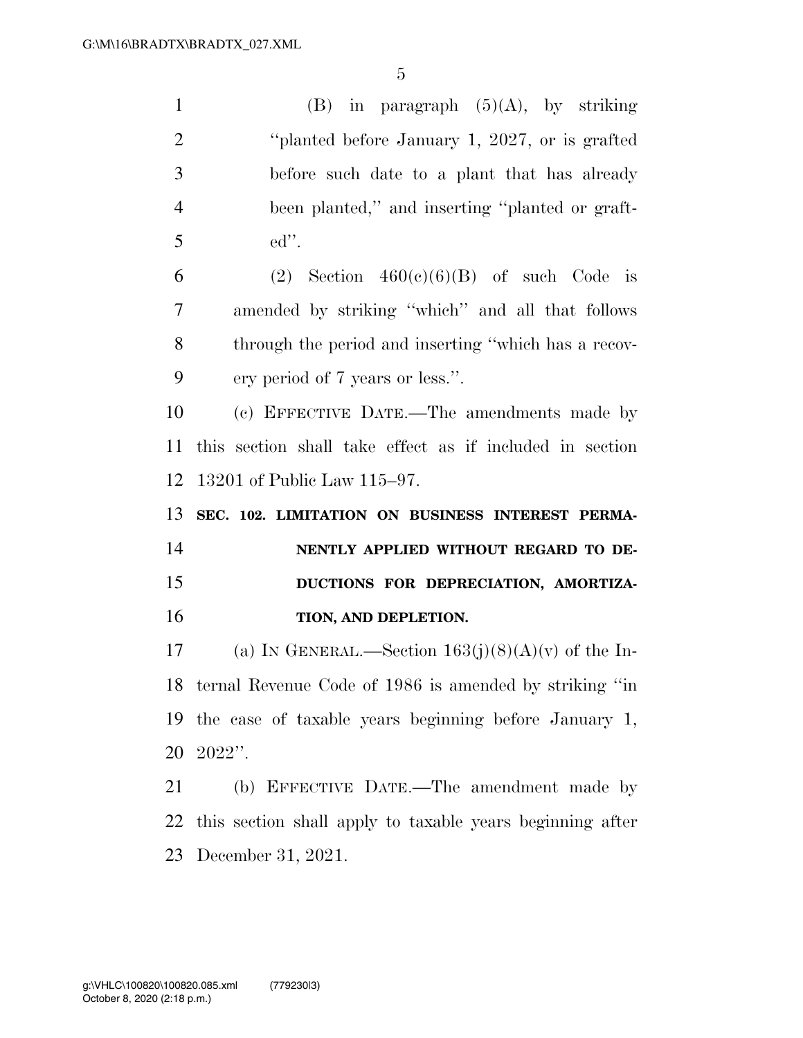(B) in paragraph (5)(A), by striking "planted before January 1, 2027, or is grafted before such date to a plant that has already been planted," and inserting "planted or grafted".

(2) Section 460(c)(6)(B) of such Code is amended by striking "which" and all that follows through the period and inserting "which has a recovery period of 7 years or less.".

(c) EFFECTIVE DATE.—The amendments made by this section shall take effect as if included in section 13201 of Public Law 115–97.

**SEC. 102. LIMITATION ON BUSINESS INTEREST PERMANENTLY APPLIED WITHOUT REGARD TO DEDUCTIONS FOR DEPRECIATION, AMORTIZATION, AND DEPLETION.**

(a) IN GENERAL.—Section 163(j)(8)(A)(v) of the Internal Revenue Code of 1986 is amended by striking "in the case of taxable years beginning before January 1, 2022".

(b) EFFECTIVE DATE.—The amendment made by this section shall apply to taxable years beginning after December 31, 2021.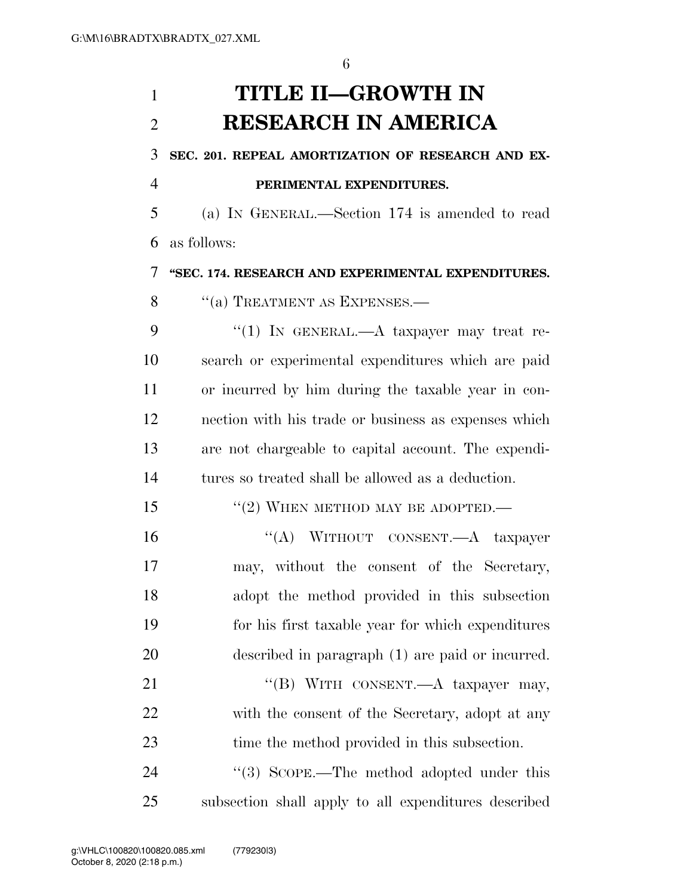# TITLE II—GROWTH IN RESEARCH IN AMERICA

### SEC. 201. REPEAL AMORTIZATION OF RESEARCH AND EXPERIMENTAL EXPENDITURES.

(a) IN GENERAL.—Section 174 is amended to read as follows:

### "SEC. 174. RESEARCH AND EXPERIMENTAL EXPENDITURES.

"(a) TREATMENT AS EXPENSES.—

"(1) IN GENERAL.—A taxpayer may treat research or experimental expenditures which are paid or incurred by him during the taxable year in connection with his trade or business as expenses which are not chargeable to capital account. The expenditures so treated shall be allowed as a deduction.

"(2) WHEN METHOD MAY BE ADOPTED.—

"(A) WITHOUT CONSENT.—A taxpayer may, without the consent of the Secretary, adopt the method provided in this subsection for his first taxable year for which expenditures described in paragraph (1) are paid or incurred.

"(B) WITH CONSENT.—A taxpayer may, with the consent of the Secretary, adopt at any time the method provided in this subsection.

"(3) SCOPE.—The method adopted under this subsection shall apply to all expenditures described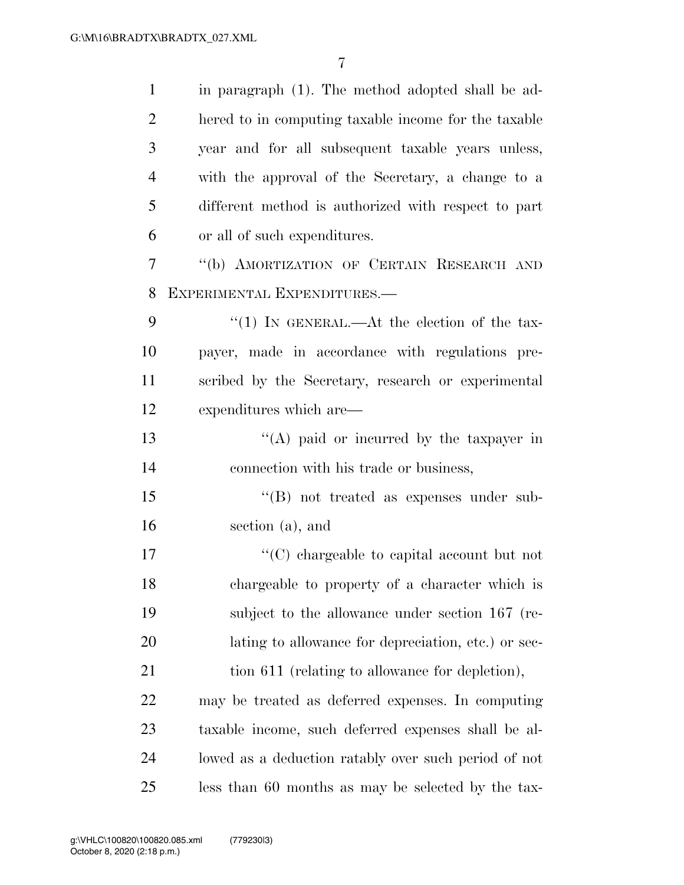in paragraph (1). The method adopted shall be adhered to in computing taxable income for the taxable year and for all subsequent taxable years unless, with the approval of the Secretary, a change to a different method is authorized with respect to part or all of such expenditures.

"(b) AMORTIZATION OF CERTAIN RESEARCH AND EXPERIMENTAL EXPENDITURES.—

"(1) IN GENERAL.—At the election of the taxpayer, made in accordance with regulations prescribed by the Secretary, research or experimental expenditures which are—

"(A) paid or incurred by the taxpayer in connection with his trade or business,

"(B) not treated as expenses under subsection (a), and

"(C) chargeable to capital account but not chargeable to property of a character which is subject to the allowance under section 167 (relating to allowance for depreciation, etc.) or section 611 (relating to allowance for depletion),

may be treated as deferred expenses. In computing taxable income, such deferred expenses shall be allowed as a deduction ratably over such period of not less than 60 months as may be selected by the tax-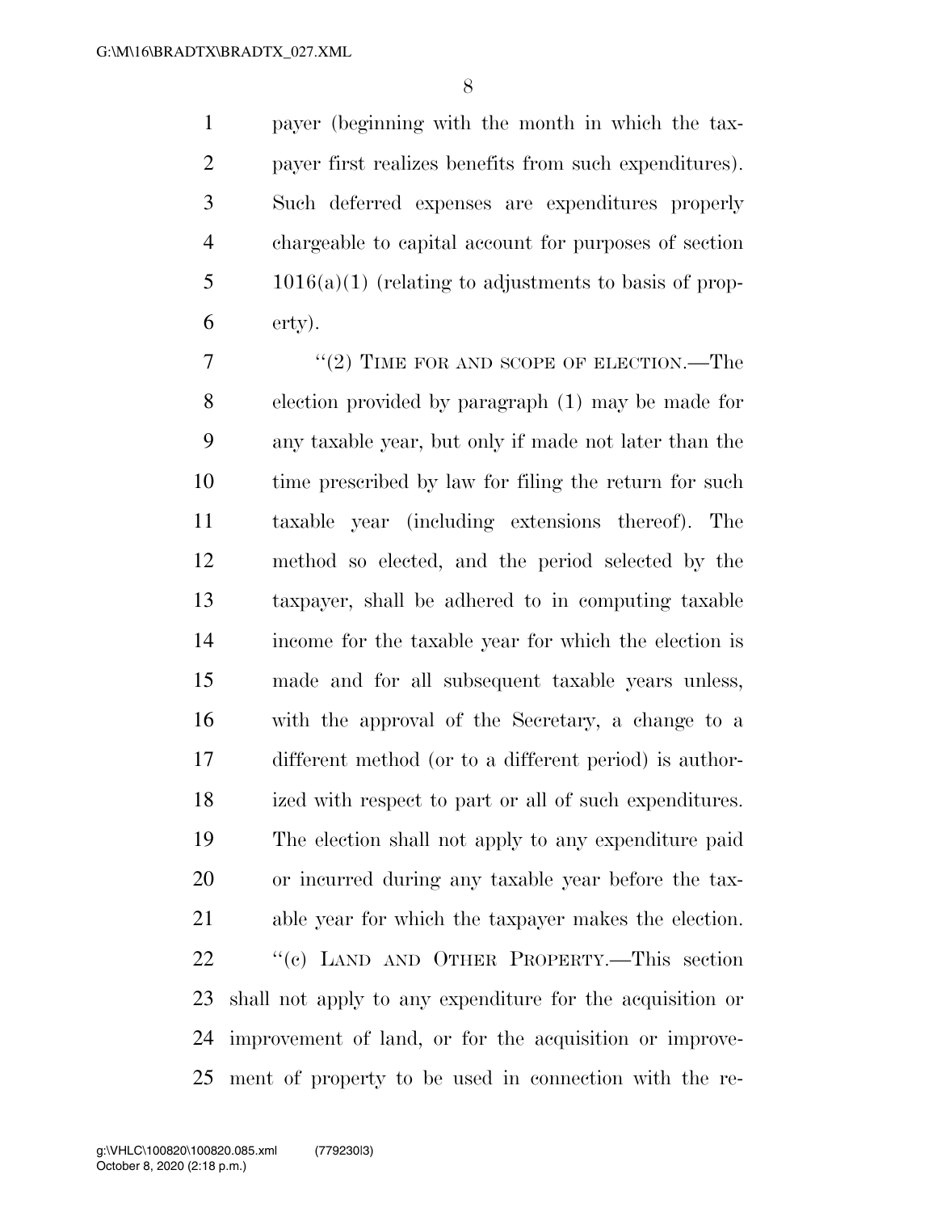payer (beginning with the month in which the taxpayer first realizes benefits from such expenditures). Such deferred expenses are expenditures properly chargeable to capital account for purposes of section 1016(a)(1) (relating to adjustments to basis of property).

"(2) TIME FOR AND SCOPE OF ELECTION.—The election provided by paragraph (1) may be made for any taxable year, but only if made not later than the time prescribed by law for filing the return for such taxable year (including extensions thereof). The method so elected, and the period selected by the taxpayer, shall be adhered to in computing taxable income for the taxable year for which the election is made and for all subsequent taxable years unless, with the approval of the Secretary, a change to a different method (or to a different period) is authorized with respect to part or all of such expenditures. The election shall not apply to any expenditure paid or incurred during any taxable year before the taxable year for which the taxpayer makes the election.

"(c) LAND AND OTHER PROPERTY.—This section shall not apply to any expenditure for the acquisition or improvement of land, or for the acquisition or improvement of property to be used in connection with the re-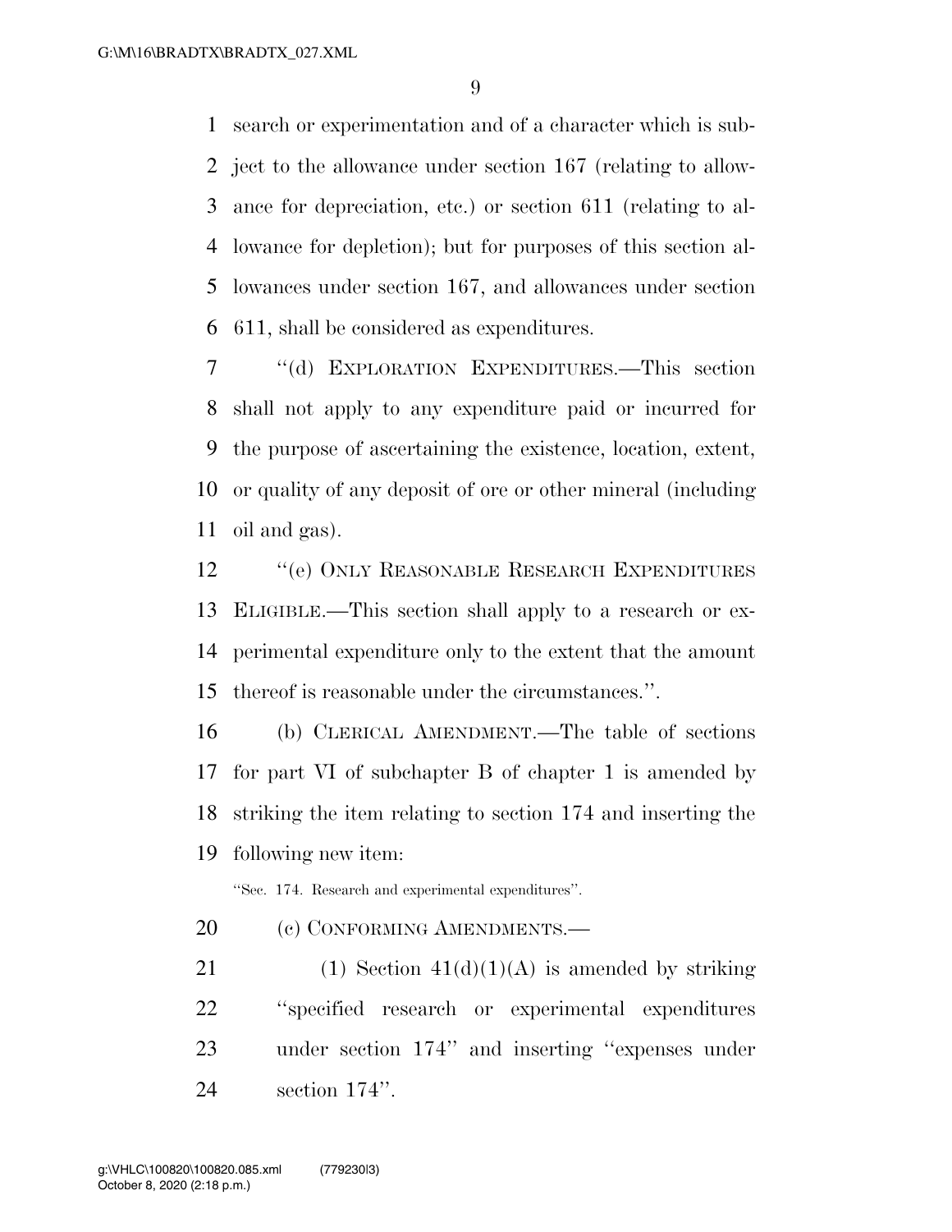search or experimentation and of a character which is subject to the allowance under section 167 (relating to allowance for depreciation, etc.) or section 611 (relating to allowance for depletion); but for purposes of this section allowances under section 167, and allowances under section 611, shall be considered as expenditures.

''(d) EXPLORATION EXPENDITURES.—This section shall not apply to any expenditure paid or incurred for the purpose of ascertaining the existence, location, extent, or quality of any deposit of ore or other mineral (including oil and gas).

''(e) ONLY REASONABLE RESEARCH EXPENDITURES ELIGIBLE.—This section shall apply to a research or experimental expenditure only to the extent that the amount thereof is reasonable under the circumstances.''.

(b) CLERICAL AMENDMENT.—The table of sections for part VI of subchapter B of chapter 1 is amended by striking the item relating to section 174 and inserting the following new item:

''Sec. 174. Research and experimental expenditures''.

(c) CONFORMING AMENDMENTS.—

(1) Section 41(d)(1)(A) is amended by striking ''specified research or experimental expenditures under section 174'' and inserting ''expenses under section 174''.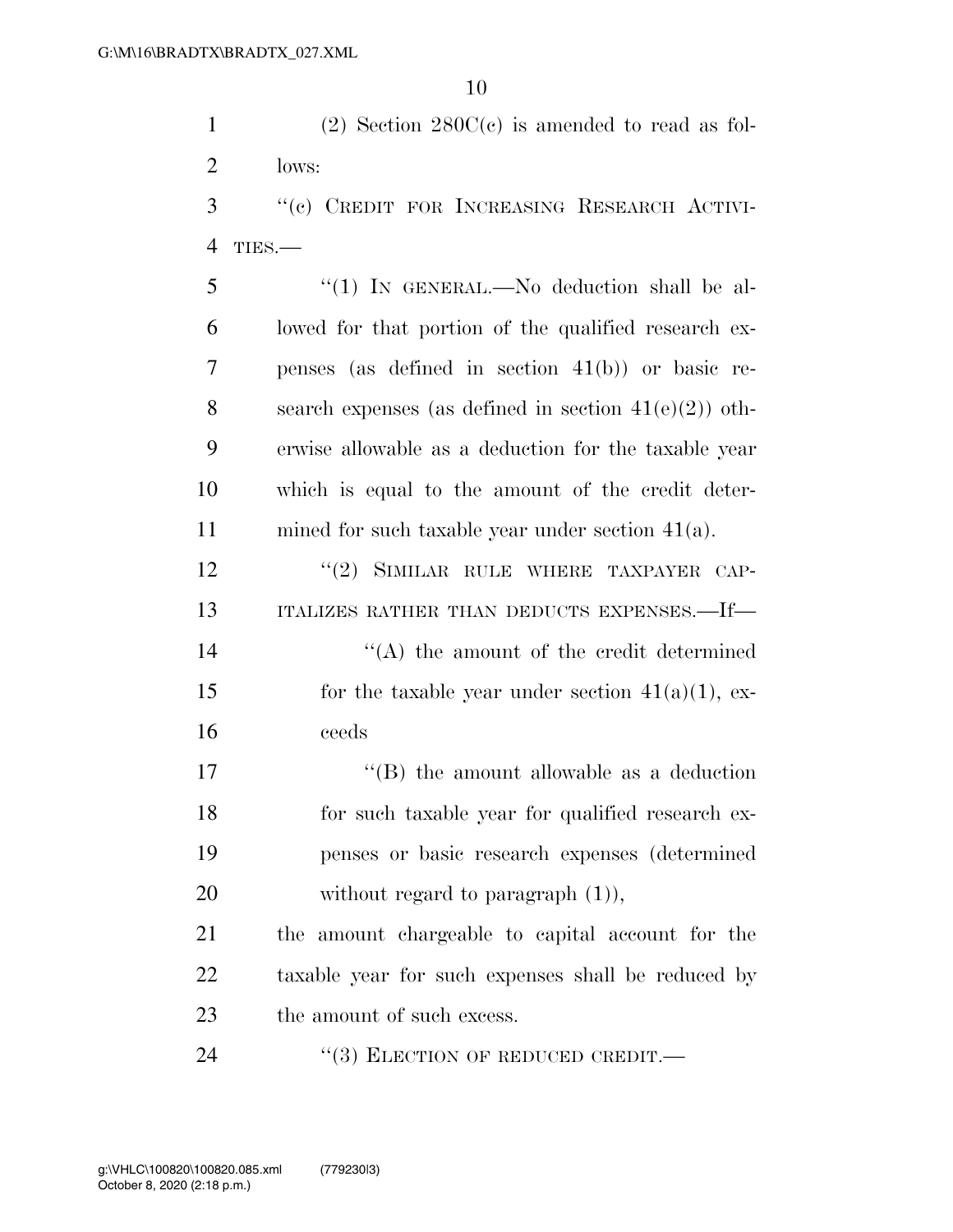(2) Section 280C(c) is amended to read as follows:

"(c) CREDIT FOR INCREASING RESEARCH ACTIVITIES.—

"(1) IN GENERAL.—No deduction shall be allowed for that portion of the qualified research expenses (as defined in section 41(b)) or basic research expenses (as defined in section 41(e)(2)) otherwise allowable as a deduction for the taxable year which is equal to the amount of the credit determined for such taxable year under section 41(a).

"(2) SIMILAR RULE WHERE TAXPAYER CAPITALIZES RATHER THAN DEDUCTS EXPENSES.—If—

"(A) the amount of the credit determined for the taxable year under section 41(a)(1), exceeds

"(B) the amount allowable as a deduction for such taxable year for qualified research expenses or basic research expenses (determined without regard to paragraph (1)),

the amount chargeable to capital account for the taxable year for such expenses shall be reduced by the amount of such excess.

"(3) ELECTION OF REDUCED CREDIT.—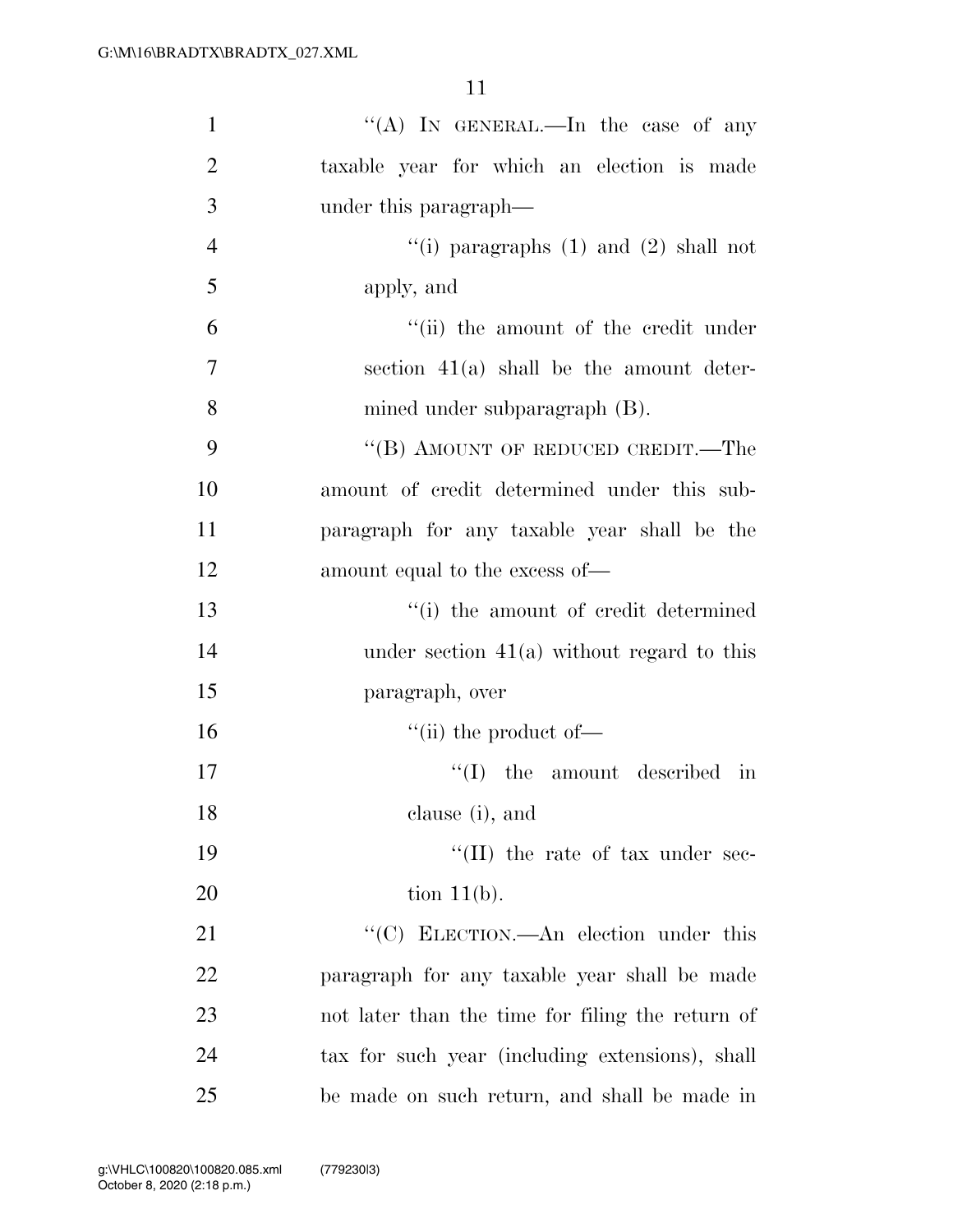"(A) IN GENERAL.—In the case of any taxable year for which an election is made under this paragraph—

"(i) paragraphs (1) and (2) shall not apply, and

"(ii) the amount of the credit under section 41(a) shall be the amount determined under subparagraph (B).

"(B) AMOUNT OF REDUCED CREDIT.—The amount of credit determined under this subparagraph for any taxable year shall be the amount equal to the excess of—

"(i) the amount of credit determined under section 41(a) without regard to this paragraph, over

"(ii) the product of—

"(I) the amount described in clause (i), and

"(II) the rate of tax under section 11(b).

"(C) ELECTION.—An election under this paragraph for any taxable year shall be made not later than the time for filing the return of tax for such year (including extensions), shall be made on such return, and shall be made in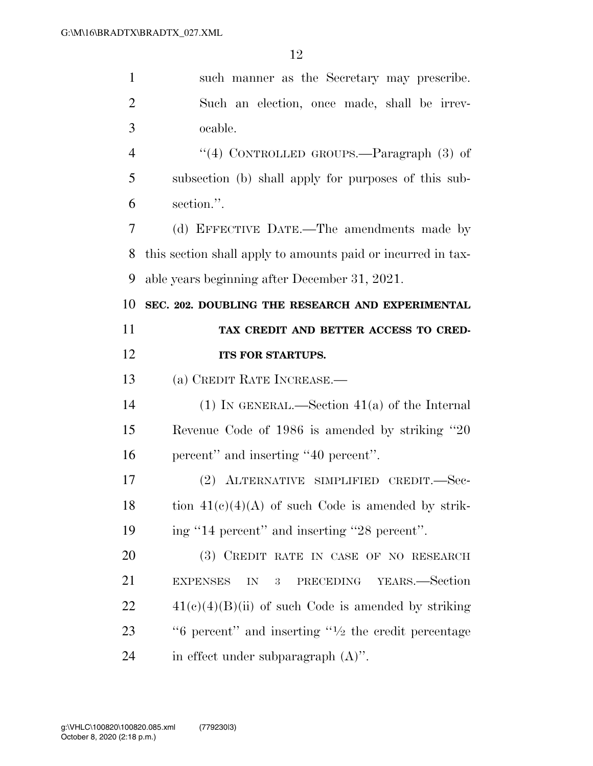such manner as the Secretary may prescribe. Such an election, once made, shall be irrevocable.

"(4) CONTROLLED GROUPS.—Paragraph (3) of subsection (b) shall apply for purposes of this subsection.".

(d) EFFECTIVE DATE.—The amendments made by this section shall apply to amounts paid or incurred in taxable years beginning after December 31, 2021.

**SEC. 202. DOUBLING THE RESEARCH AND EXPERIMENTAL TAX CREDIT AND BETTER ACCESS TO CREDITS FOR STARTUPS.**

(a) CREDIT RATE INCREASE.—

(1) IN GENERAL.—Section 41(a) of the Internal Revenue Code of 1986 is amended by striking "20 percent" and inserting "40 percent".

(2) ALTERNATIVE SIMPLIFIED CREDIT.—Section 41(c)(4)(A) of such Code is amended by striking "14 percent" and inserting "28 percent".

(3) CREDIT RATE IN CASE OF NO RESEARCH EXPENSES IN 3 PRECEDING YEARS.—Section 41(c)(4)(B)(ii) of such Code is amended by striking "6 percent" and inserting "½ the credit percentage in effect under subparagraph (A)".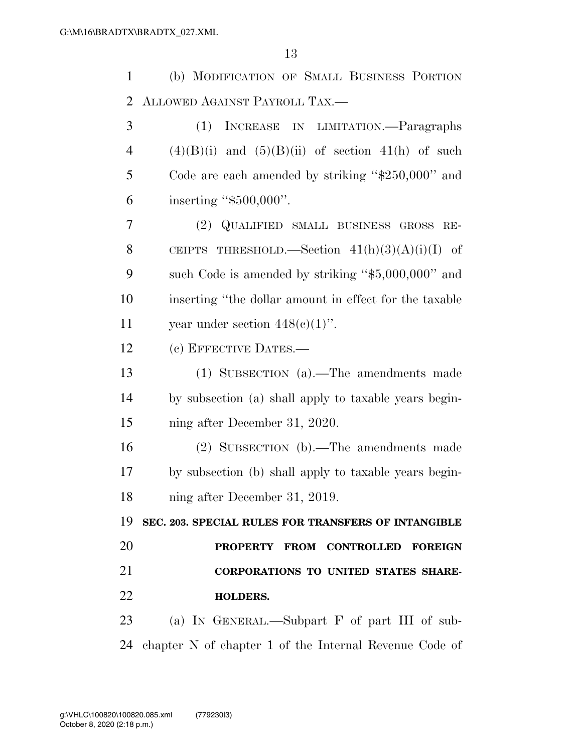(b) Modification of Small Business Portion Allowed Against Payroll Tax.—

(1) Increase in limitation.—Paragraphs (4)(B)(i) and (5)(B)(ii) of section 41(h) of such Code are each amended by striking "$250,000" and inserting "$500,000".

(2) Qualified small business gross receipts threshold.—Section 41(h)(3)(A)(i)(I) of such Code is amended by striking "$5,000,000" and inserting "the dollar amount in effect for the taxable year under section 448(c)(1)".

(c) Effective Dates.—

(1) Subsection (a).—The amendments made by subsection (a) shall apply to taxable years beginning after December 31, 2020.

(2) Subsection (b).—The amendments made by subsection (b) shall apply to taxable years beginning after December 31, 2019.

**SEC. 203. SPECIAL RULES FOR TRANSFERS OF INTANGIBLE PROPERTY FROM CONTROLLED FOREIGN CORPORATIONS TO UNITED STATES SHAREHOLDERS.**

(a) In General.—Subpart F of part III of subchapter N of chapter 1 of the Internal Revenue Code of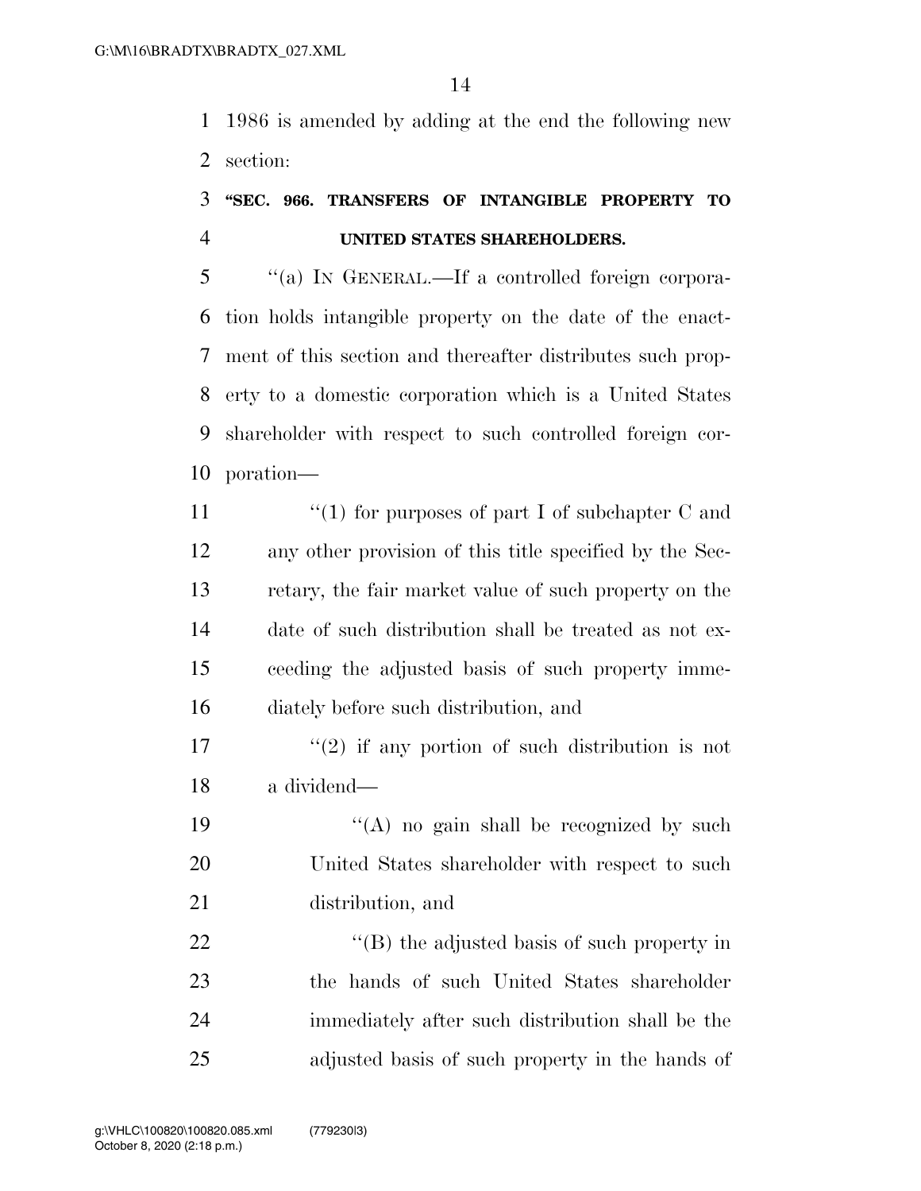1986 is amended by adding at the end the following new section:

**"SEC. 966. TRANSFERS OF INTANGIBLE PROPERTY TO UNITED STATES SHAREHOLDERS.**

"(a) IN GENERAL.—If a controlled foreign corporation holds intangible property on the date of the enactment of this section and thereafter distributes such property to a domestic corporation which is a United States shareholder with respect to such controlled foreign corporation—

"(1) for purposes of part I of subchapter C and any other provision of this title specified by the Secretary, the fair market value of such property on the date of such distribution shall be treated as not exceeding the adjusted basis of such property immediately before such distribution, and

"(2) if any portion of such distribution is not a dividend—

"(A) no gain shall be recognized by such United States shareholder with respect to such distribution, and

"(B) the adjusted basis of such property in the hands of such United States shareholder immediately after such distribution shall be the adjusted basis of such property in the hands of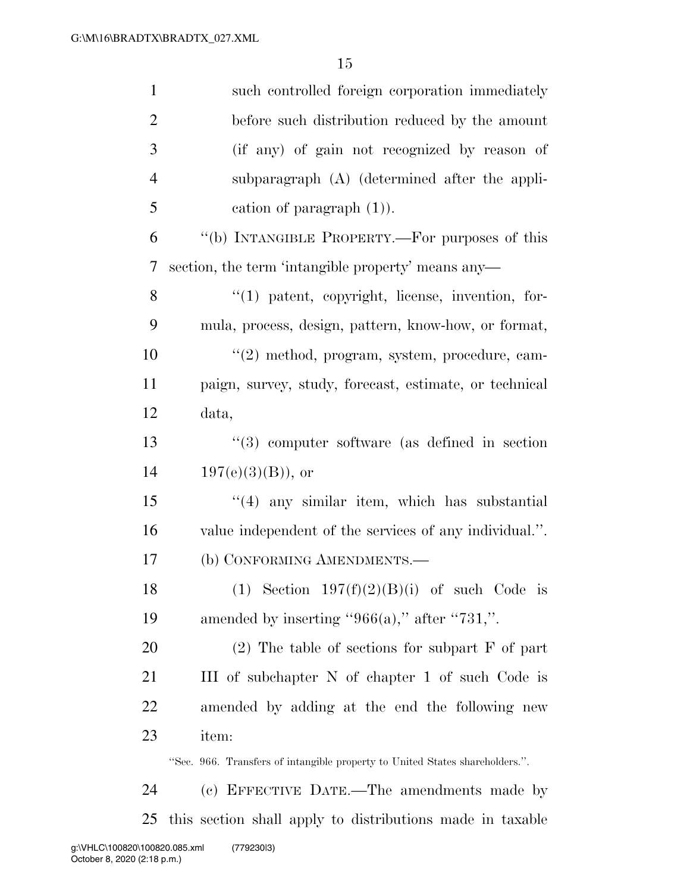such controlled foreign corporation immediately before such distribution reduced by the amount (if any) of gain not recognized by reason of subparagraph (A) (determined after the application of paragraph (1)).

"(b) INTANGIBLE PROPERTY.—For purposes of this section, the term 'intangible property' means any—

"(1) patent, copyright, license, invention, formula, process, design, pattern, know-how, or format,

"(2) method, program, system, procedure, campaign, survey, study, forecast, estimate, or technical data,

"(3) computer software (as defined in section 197(e)(3)(B)), or

"(4) any similar item, which has substantial value independent of the services of any individual.".

(b) CONFORMING AMENDMENTS.—

(1) Section 197(f)(2)(B)(i) of such Code is amended by inserting "966(a)," after "731,".

(2) The table of sections for subpart F of part III of subchapter N of chapter 1 of such Code is amended by adding at the end the following new item:

"Sec. 966. Transfers of intangible property to United States shareholders.".

(c) EFFECTIVE DATE.—The amendments made by this section shall apply to distributions made in taxable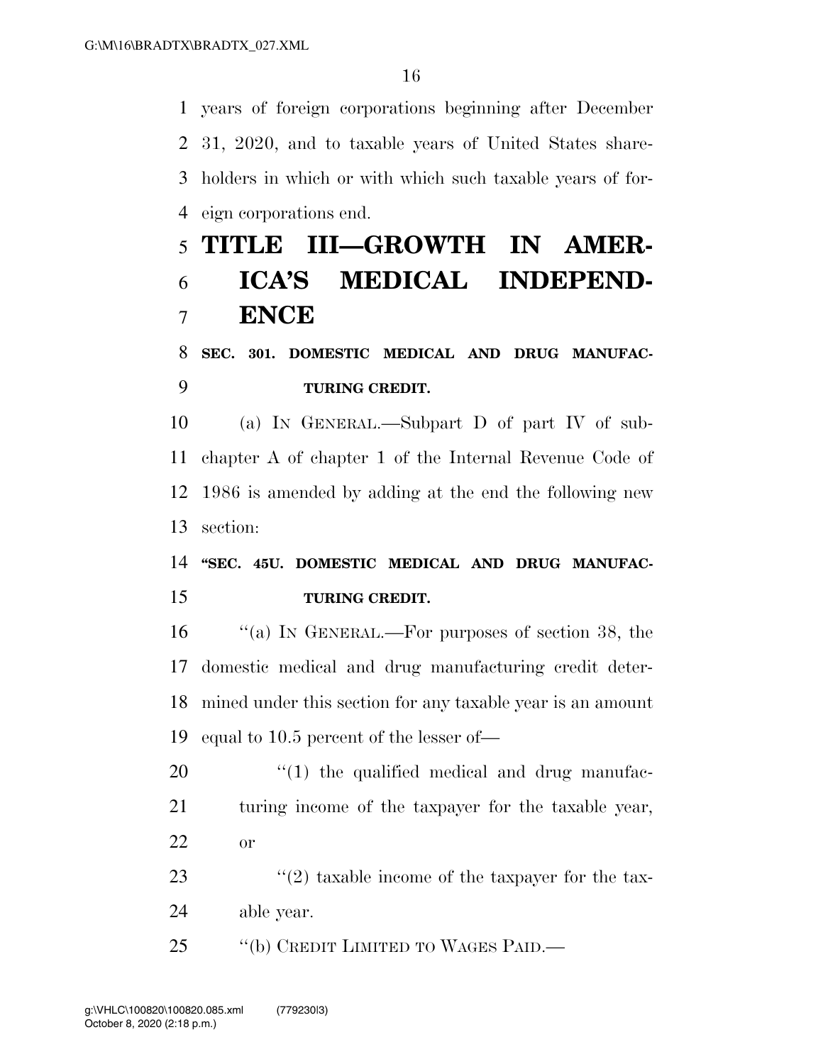years of foreign corporations beginning after December 31, 2020, and to taxable years of United States shareholders in which or with which such taxable years of foreign corporations end.

# TITLE III—GROWTH IN AMERICA'S MEDICAL INDEPENDENCE

### SEC. 301. DOMESTIC MEDICAL AND DRUG MANUFACTURING CREDIT.

(a) IN GENERAL.—Subpart D of part IV of subchapter A of chapter 1 of the Internal Revenue Code of 1986 is amended by adding at the end the following new section:

### "SEC. 45U. DOMESTIC MEDICAL AND DRUG MANUFACTURING CREDIT.

"(a) IN GENERAL.—For purposes of section 38, the domestic medical and drug manufacturing credit determined under this section for any taxable year is an amount equal to 10.5 percent of the lesser of—

"(1) the qualified medical and drug manufacturing income of the taxpayer for the taxable year, or

"(2) taxable income of the taxpayer for the taxable year.

"(b) CREDIT LIMITED TO WAGES PAID.—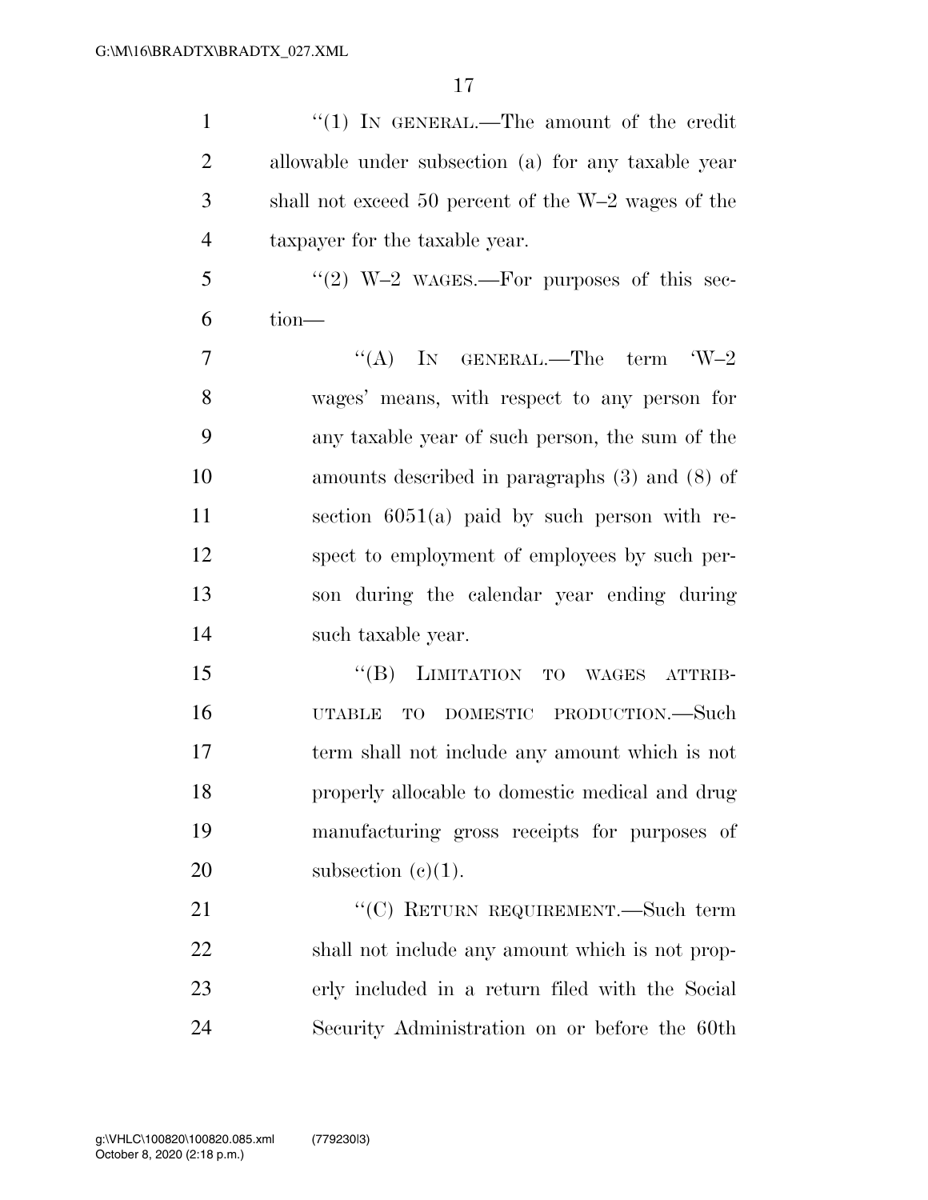"(1) IN GENERAL.—The amount of the credit allowable under subsection (a) for any taxable year shall not exceed 50 percent of the W–2 wages of the taxpayer for the taxable year.

"(2) W–2 WAGES.—For purposes of this section—

"(A) IN GENERAL.—The term 'W–2 wages' means, with respect to any person for any taxable year of such person, the sum of the amounts described in paragraphs (3) and (8) of section 6051(a) paid by such person with respect to employment of employees by such person during the calendar year ending during such taxable year.

"(B) LIMITATION TO WAGES ATTRIBUTABLE TO DOMESTIC PRODUCTION.—Such term shall not include any amount which is not properly allocable to domestic medical and drug manufacturing gross receipts for purposes of subsection (c)(1).

"(C) RETURN REQUIREMENT.—Such term shall not include any amount which is not properly included in a return filed with the Social Security Administration on or before the 60th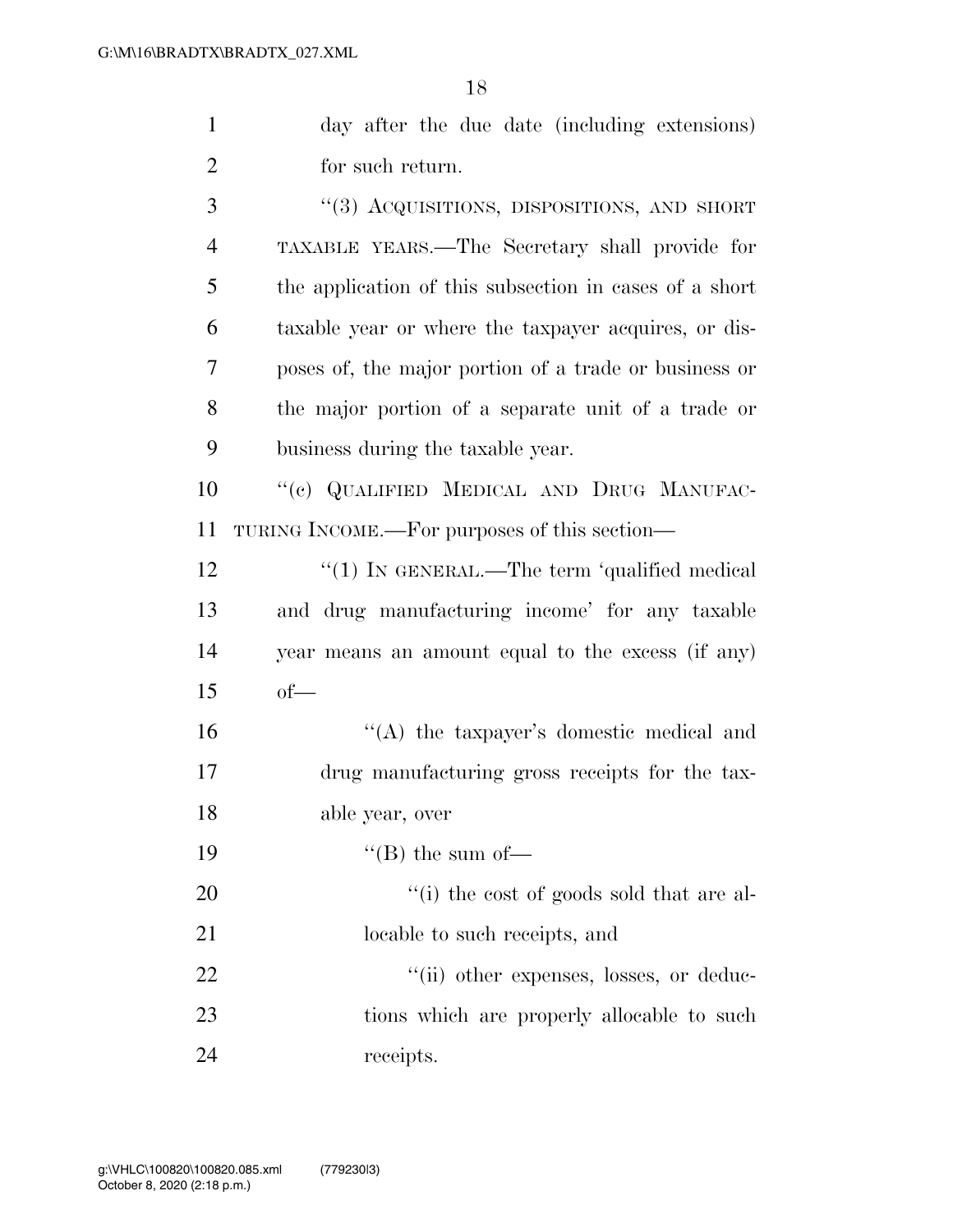day after the due date (including extensions) for such return.

"(3) ACQUISITIONS, DISPOSITIONS, AND SHORT TAXABLE YEARS.—The Secretary shall provide for the application of this subsection in cases of a short taxable year or where the taxpayer acquires, or disposes of, the major portion of a trade or business or the major portion of a separate unit of a trade or business during the taxable year.

"(c) QUALIFIED MEDICAL AND DRUG MANUFACTURING INCOME.—For purposes of this section—

"(1) IN GENERAL.—The term 'qualified medical and drug manufacturing income' for any taxable year means an amount equal to the excess (if any) of—

"(A) the taxpayer's domestic medical and drug manufacturing gross receipts for the taxable year, over

"(B) the sum of—

"(i) the cost of goods sold that are allocable to such receipts, and

"(ii) other expenses, losses, or deductions which are properly allocable to such receipts.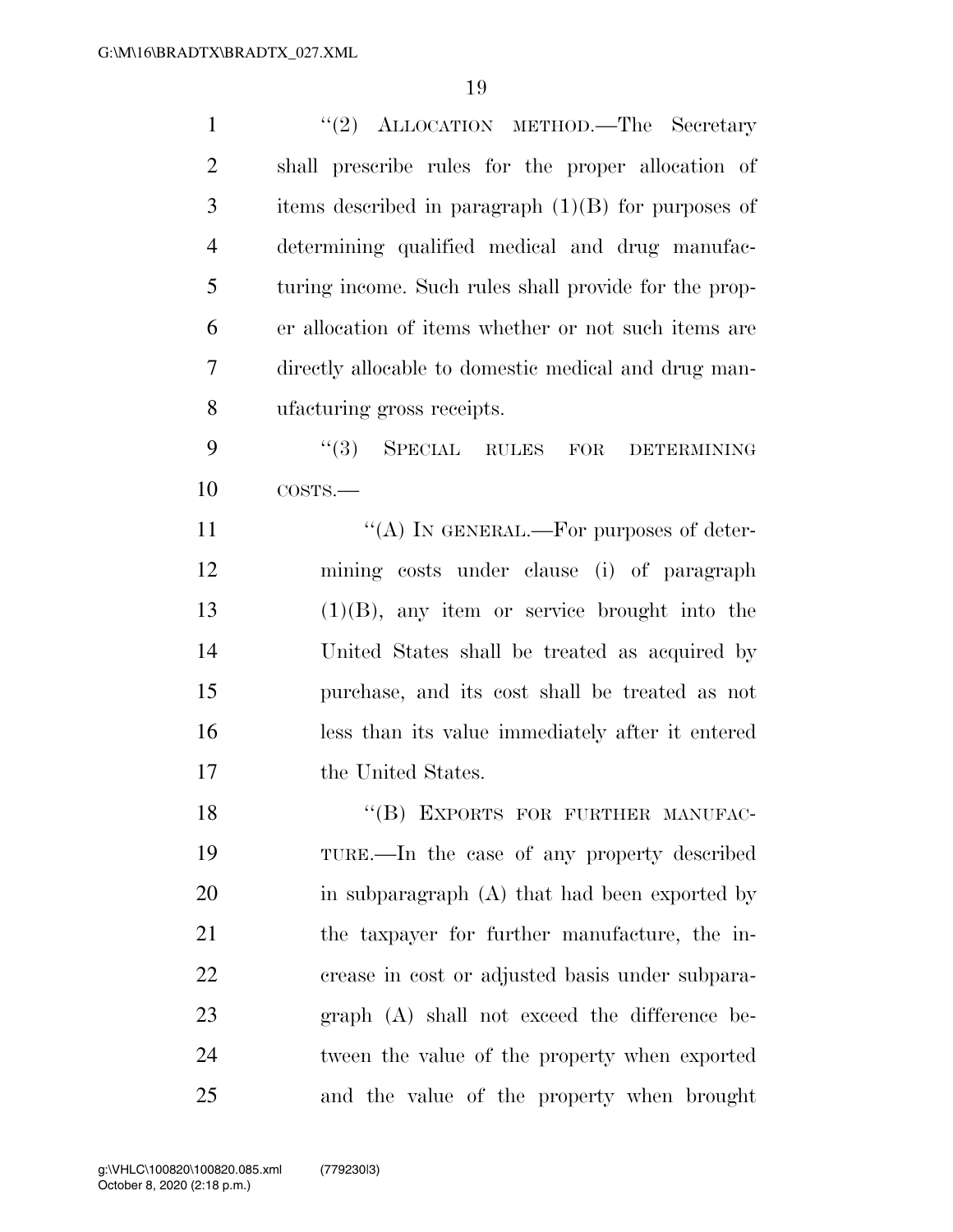"(2) ALLOCATION METHOD.—The Secretary shall prescribe rules for the proper allocation of items described in paragraph (1)(B) for purposes of determining qualified medical and drug manufacturing income. Such rules shall provide for the proper allocation of items whether or not such items are directly allocable to domestic medical and drug manufacturing gross receipts.

"(3) SPECIAL RULES FOR DETERMINING COSTS.—

"(A) IN GENERAL.—For purposes of determining costs under clause (i) of paragraph (1)(B), any item or service brought into the United States shall be treated as acquired by purchase, and its cost shall be treated as not less than its value immediately after it entered the United States.

"(B) EXPORTS FOR FURTHER MANUFACTURE.—In the case of any property described in subparagraph (A) that had been exported by the taxpayer for further manufacture, the increase in cost or adjusted basis under subparagraph (A) shall not exceed the difference between the value of the property when exported and the value of the property when brought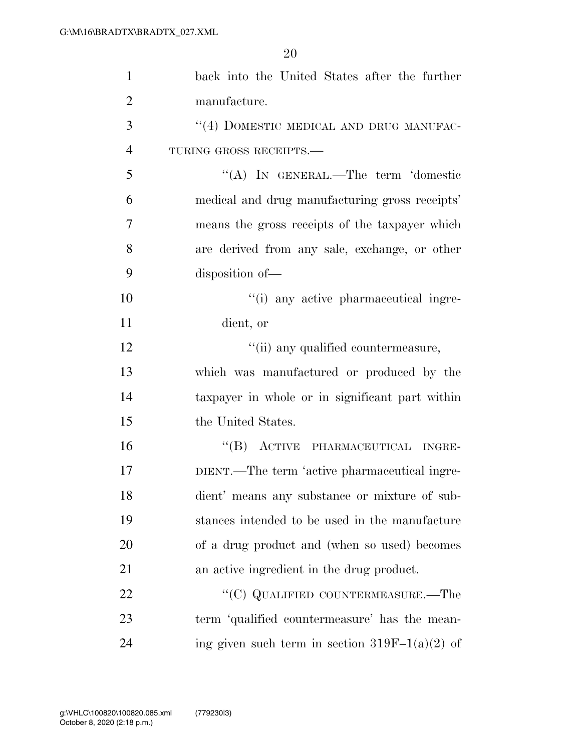back into the United States after the further manufacture.

"(4) DOMESTIC MEDICAL AND DRUG MANUFACTURING GROSS RECEIPTS.—

"(A) IN GENERAL.—The term 'domestic medical and drug manufacturing gross receipts' means the gross receipts of the taxpayer which are derived from any sale, exchange, or other disposition of—

"(i) any active pharmaceutical ingredient, or

"(ii) any qualified countermeasure,

which was manufactured or produced by the taxpayer in whole or in significant part within the United States.

"(B) ACTIVE PHARMACEUTICAL INGREDIENT.—The term 'active pharmaceutical ingredient' means any substance or mixture of substances intended to be used in the manufacture of a drug product and (when so used) becomes an active ingredient in the drug product.

"(C) QUALIFIED COUNTERMEASURE.—The term 'qualified countermeasure' has the meaning given such term in section 319F–1(a)(2) of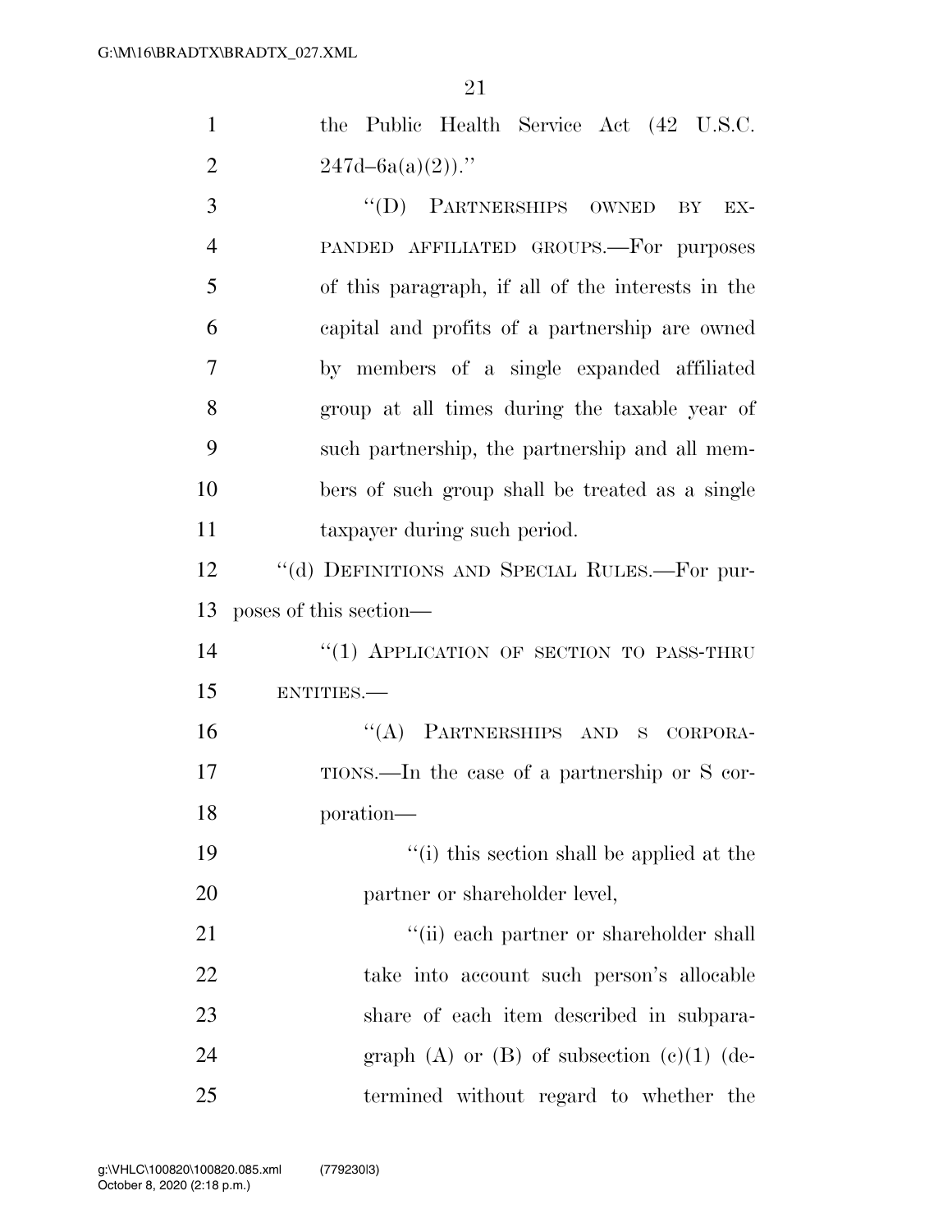the Public Health Service Act (42 U.S.C. 247d–6a(a)(2)).''

''(D) PARTNERSHIPS OWNED BY EXPANDED AFFILIATED GROUPS.—For purposes of this paragraph, if all of the interests in the capital and profits of a partnership are owned by members of a single expanded affiliated group at all times during the taxable year of such partnership, the partnership and all members of such group shall be treated as a single taxpayer during such period.

''(d) DEFINITIONS AND SPECIAL RULES.—For purposes of this section—

''(1) APPLICATION OF SECTION TO PASS-THRU ENTITIES.—

''(A) PARTNERSHIPS AND S CORPORATIONS.—In the case of a partnership or S corporation—

''(i) this section shall be applied at the partner or shareholder level,

''(ii) each partner or shareholder shall take into account such person's allocable share of each item described in subparagraph (A) or (B) of subsection (c)(1) (determined without regard to whether the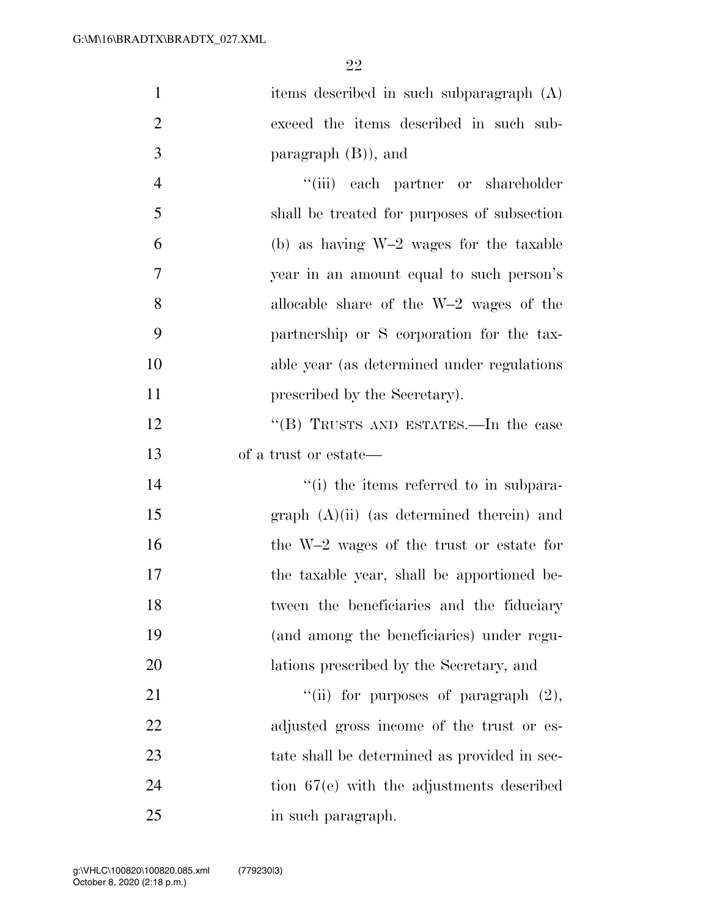items described in such subparagraph (A) exceed the items described in such subparagraph (B)), and

"(iii) each partner or shareholder shall be treated for purposes of subsection (b) as having W–2 wages for the taxable year in an amount equal to such person's allocable share of the W–2 wages of the partnership or S corporation for the taxable year (as determined under regulations prescribed by the Secretary).

"(B) TRUSTS AND ESTATES.—In the case of a trust or estate—

"(i) the items referred to in subparagraph (A)(ii) (as determined therein) and the W–2 wages of the trust or estate for the taxable year, shall be apportioned between the beneficiaries and the fiduciary (and among the beneficiaries) under regulations prescribed by the Secretary, and

"(ii) for purposes of paragraph (2), adjusted gross income of the trust or estate shall be determined as provided in section 67(e) with the adjustments described in such paragraph.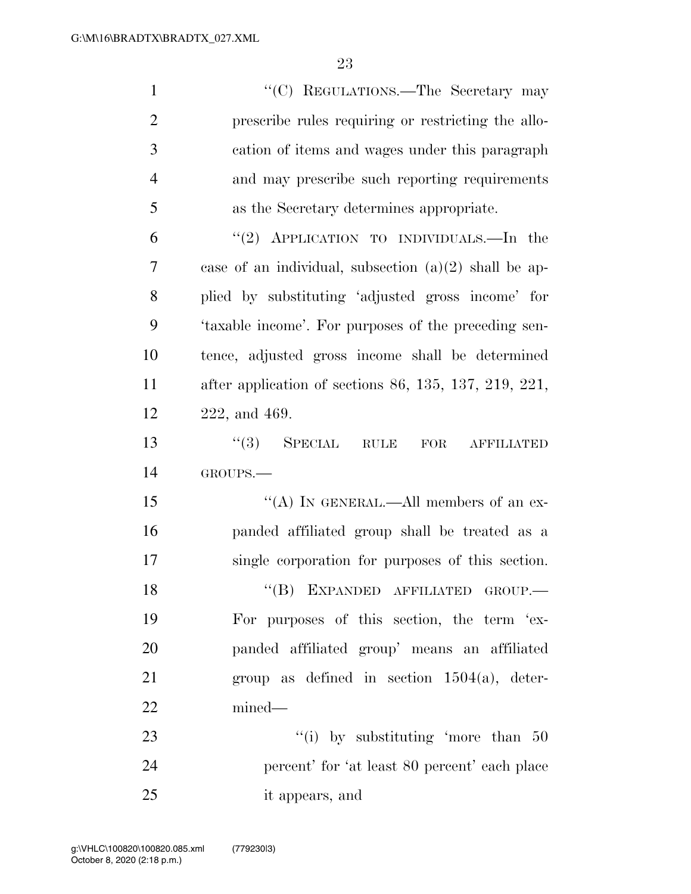"(C) REGULATIONS.—The Secretary may prescribe rules requiring or restricting the allocation of items and wages under this paragraph and may prescribe such reporting requirements as the Secretary determines appropriate.

"(2) APPLICATION TO INDIVIDUALS.—In the case of an individual, subsection (a)(2) shall be applied by substituting 'adjusted gross income' for 'taxable income'. For purposes of the preceding sentence, adjusted gross income shall be determined after application of sections 86, 135, 137, 219, 221, 222, and 469.

"(3) SPECIAL RULE FOR AFFILIATED GROUPS.—

"(A) IN GENERAL.—All members of an expanded affiliated group shall be treated as a single corporation for purposes of this section.

"(B) EXPANDED AFFILIATED GROUP.— For purposes of this section, the term 'expanded affiliated group' means an affiliated group as defined in section 1504(a), determined—

"(i) by substituting 'more than 50 percent' for 'at least 80 percent' each place it appears, and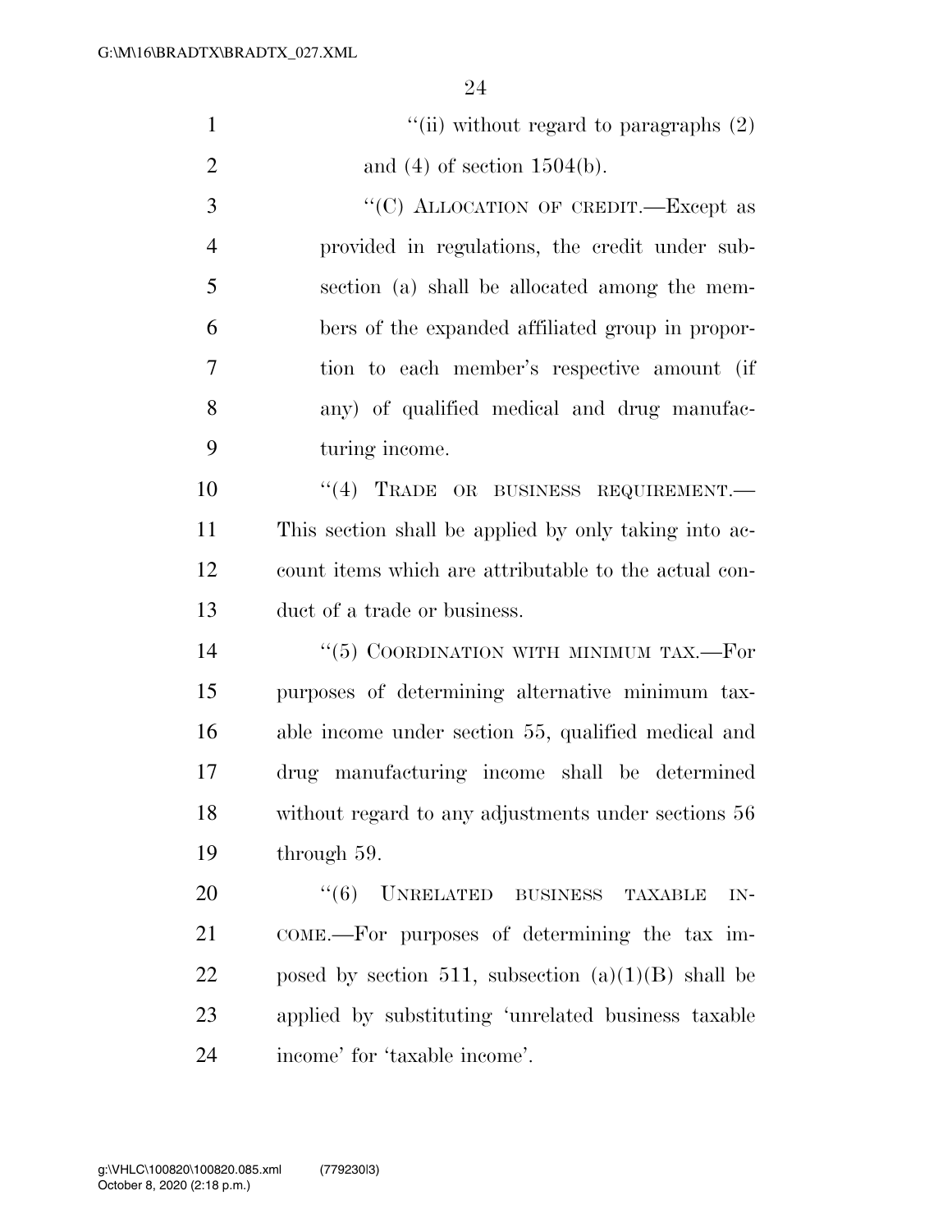"(ii) without regard to paragraphs (2) and (4) of section 1504(b).

"(C) ALLOCATION OF CREDIT.—Except as provided in regulations, the credit under subsection (a) shall be allocated among the members of the expanded affiliated group in proportion to each member's respective amount (if any) of qualified medical and drug manufacturing income.

"(4) TRADE OR BUSINESS REQUIREMENT.—This section shall be applied by only taking into account items which are attributable to the actual conduct of a trade or business.

"(5) COORDINATION WITH MINIMUM TAX.—For purposes of determining alternative minimum taxable income under section 55, qualified medical and drug manufacturing income shall be determined without regard to any adjustments under sections 56 through 59.

"(6) UNRELATED BUSINESS TAXABLE INCOME.—For purposes of determining the tax imposed by section 511, subsection (a)(1)(B) shall be applied by substituting 'unrelated business taxable income' for 'taxable income'.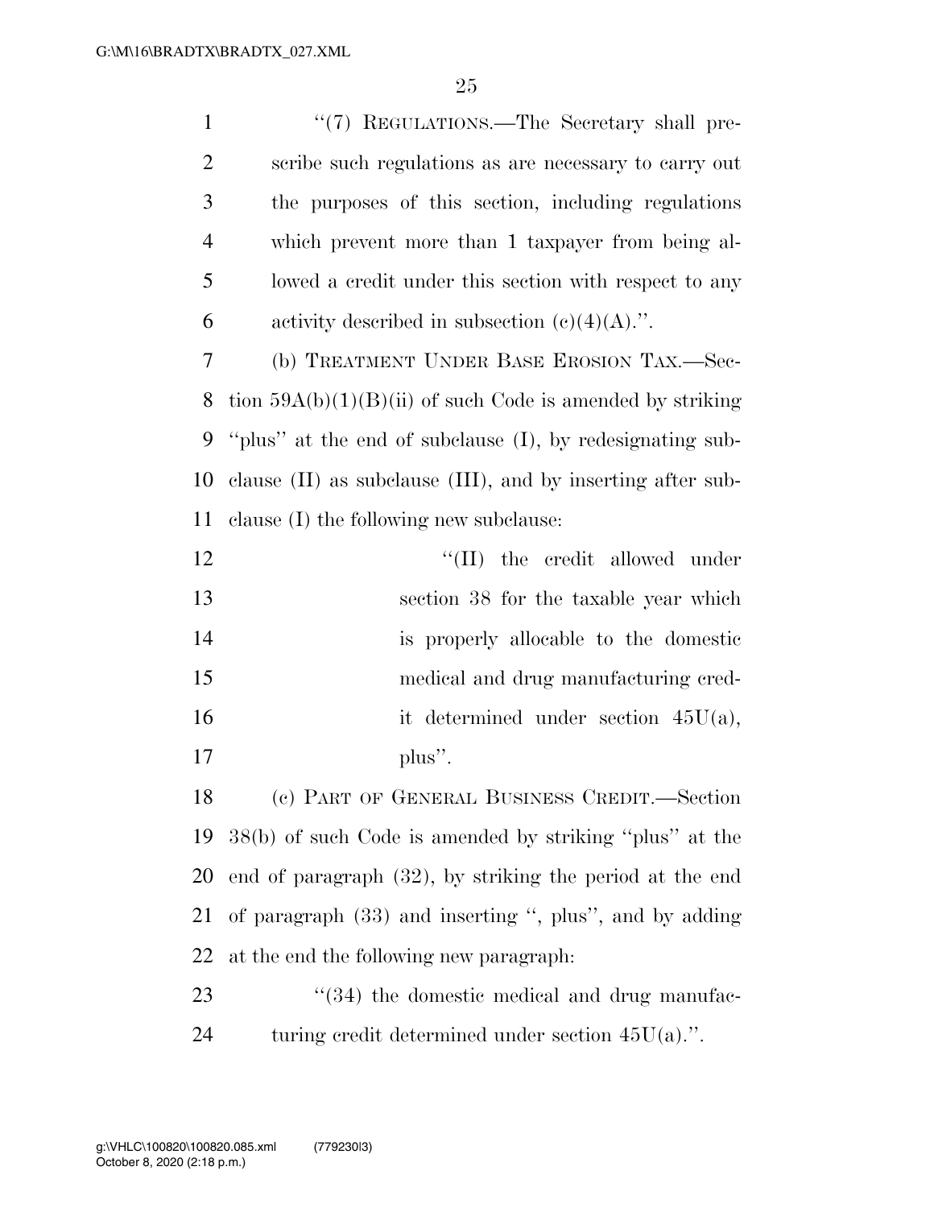"(7) REGULATIONS.—The Secretary shall prescribe such regulations as are necessary to carry out the purposes of this section, including regulations which prevent more than 1 taxpayer from being allowed a credit under this section with respect to any activity described in subsection (c)(4)(A).".

(b) TREATMENT UNDER BASE EROSION TAX.—Section 59A(b)(1)(B)(ii) of such Code is amended by striking "plus" at the end of subclause (I), by redesignating subclause (II) as subclause (III), and by inserting after subclause (I) the following new subclause:

"(II) the credit allowed under section 38 for the taxable year which is properly allocable to the domestic medical and drug manufacturing credit determined under section 45U(a), plus".

(c) PART OF GENERAL BUSINESS CREDIT.—Section 38(b) of such Code is amended by striking "plus" at the end of paragraph (32), by striking the period at the end of paragraph (33) and inserting ", plus", and by adding at the end the following new paragraph:

"(34) the domestic medical and drug manufacturing credit determined under section 45U(a).".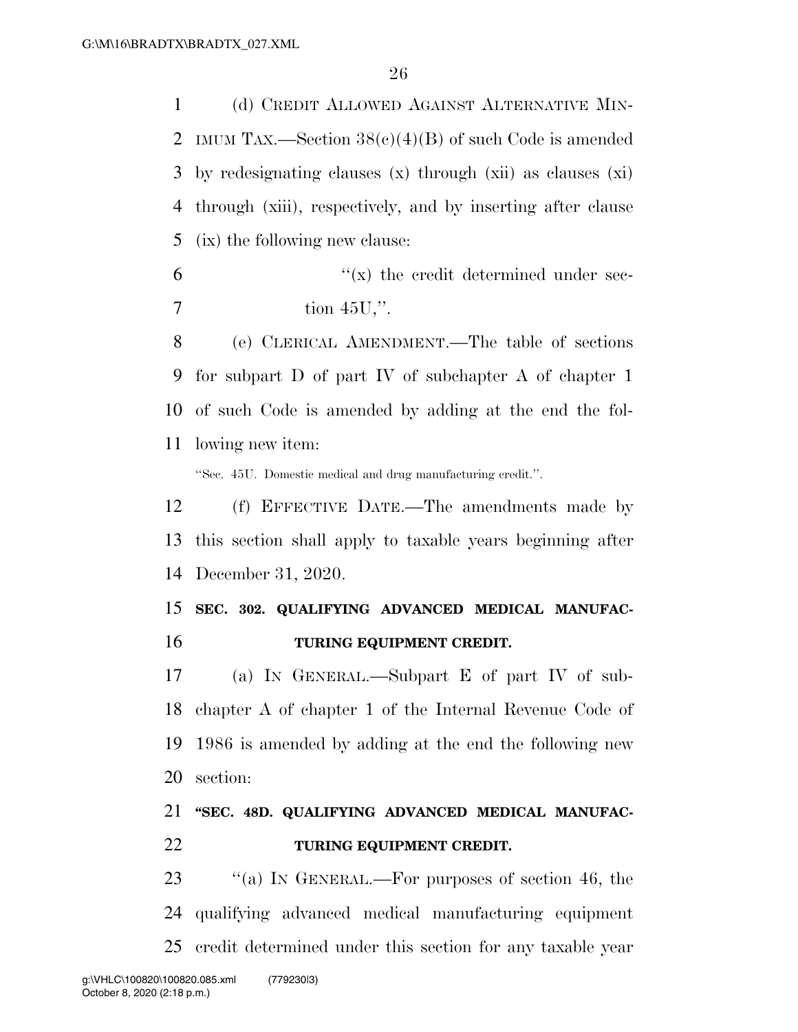(d) CREDIT ALLOWED AGAINST ALTERNATIVE MINIMUM TAX.—Section 38(c)(4)(B) of such Code is amended by redesignating clauses (x) through (xii) as clauses (xi) through (xiii), respectively, and by inserting after clause (ix) the following new clause:

"(x) the credit determined under section 45U,".

(e) CLERICAL AMENDMENT.—The table of sections for subpart D of part IV of subchapter A of chapter 1 of such Code is amended by adding at the end the following new item:

"Sec. 45U. Domestic medical and drug manufacturing credit.".

(f) EFFECTIVE DATE.—The amendments made by this section shall apply to taxable years beginning after December 31, 2020.

**SEC. 302. QUALIFYING ADVANCED MEDICAL MANUFACTURING EQUIPMENT CREDIT.**

(a) IN GENERAL.—Subpart E of part IV of subchapter A of chapter 1 of the Internal Revenue Code of 1986 is amended by adding at the end the following new section:

**"SEC. 48D. QUALIFYING ADVANCED MEDICAL MANUFACTURING EQUIPMENT CREDIT.**

"(a) IN GENERAL.—For purposes of section 46, the qualifying advanced medical manufacturing equipment credit determined under this section for any taxable year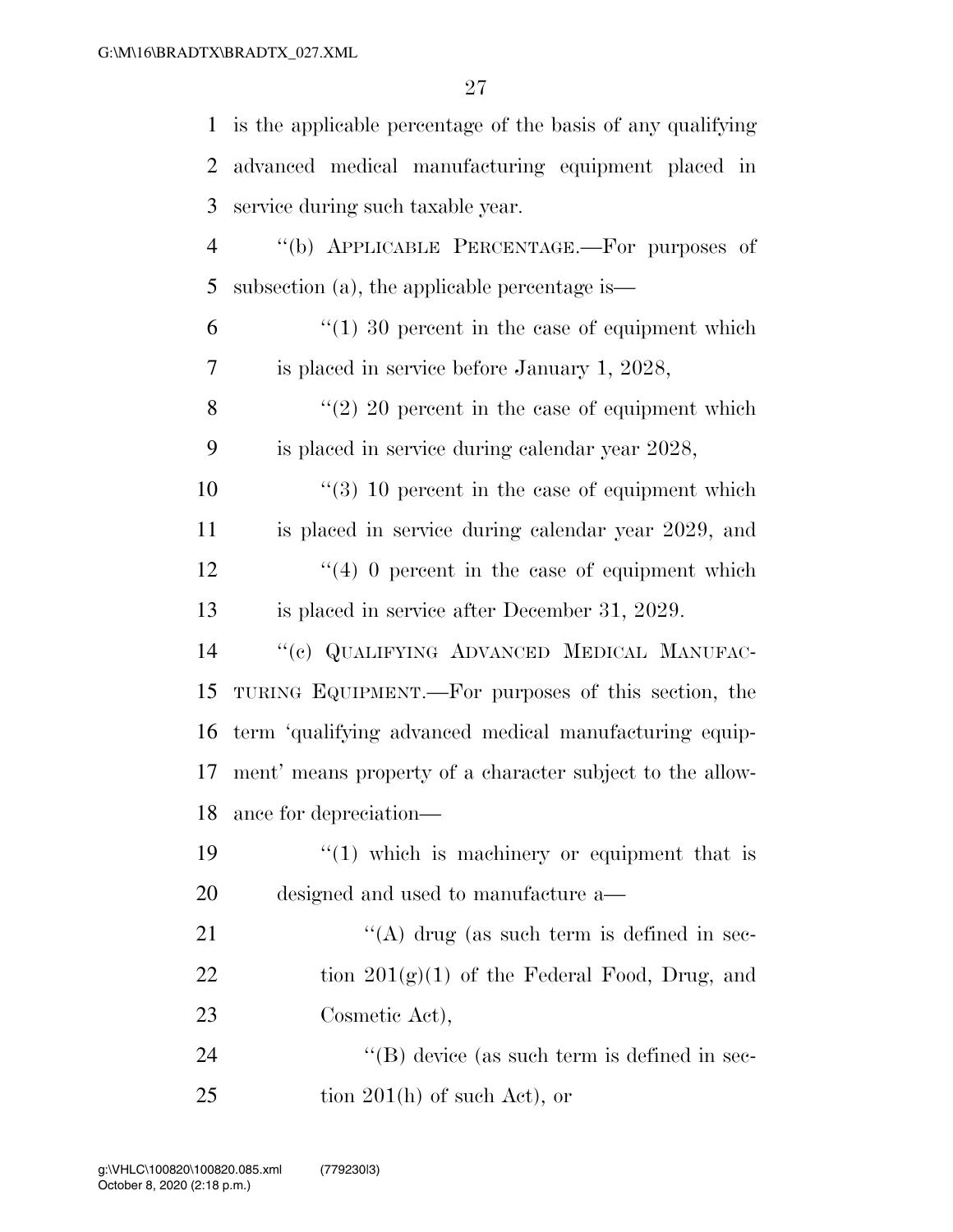is the applicable percentage of the basis of any qualifying advanced medical manufacturing equipment placed in service during such taxable year.

"(b) APPLICABLE PERCENTAGE.—For purposes of subsection (a), the applicable percentage is—

"(1) 30 percent in the case of equipment which is placed in service before January 1, 2028,

"(2) 20 percent in the case of equipment which is placed in service during calendar year 2028,

"(3) 10 percent in the case of equipment which is placed in service during calendar year 2029, and

"(4) 0 percent in the case of equipment which is placed in service after December 31, 2029.

"(c) QUALIFYING ADVANCED MEDICAL MANUFACTURING EQUIPMENT.—For purposes of this section, the term 'qualifying advanced medical manufacturing equipment' means property of a character subject to the allowance for depreciation—

"(1) which is machinery or equipment that is designed and used to manufacture a—

"(A) drug (as such term is defined in section 201(g)(1) of the Federal Food, Drug, and Cosmetic Act),

"(B) device (as such term is defined in section 201(h) of such Act), or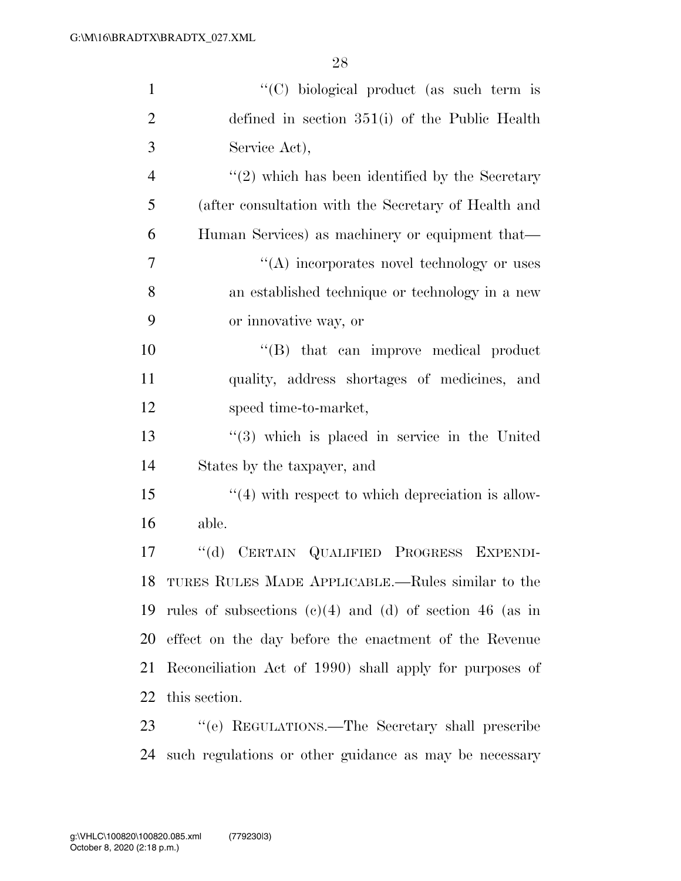"(C) biological product (as such term is defined in section 351(i) of the Public Health Service Act),

"(2) which has been identified by the Secretary (after consultation with the Secretary of Health and Human Services) as machinery or equipment that—

"(A) incorporates novel technology or uses an established technique or technology in a new or innovative way, or

"(B) that can improve medical product quality, address shortages of medicines, and speed time-to-market,

"(3) which is placed in service in the United States by the taxpayer, and

"(4) with respect to which depreciation is allowable.

"(d) CERTAIN QUALIFIED PROGRESS EXPENDITURES RULES MADE APPLICABLE.—Rules similar to the rules of subsections (c)(4) and (d) of section 46 (as in effect on the day before the enactment of the Revenue Reconciliation Act of 1990) shall apply for purposes of this section.

"(e) REGULATIONS.—The Secretary shall prescribe such regulations or other guidance as may be necessary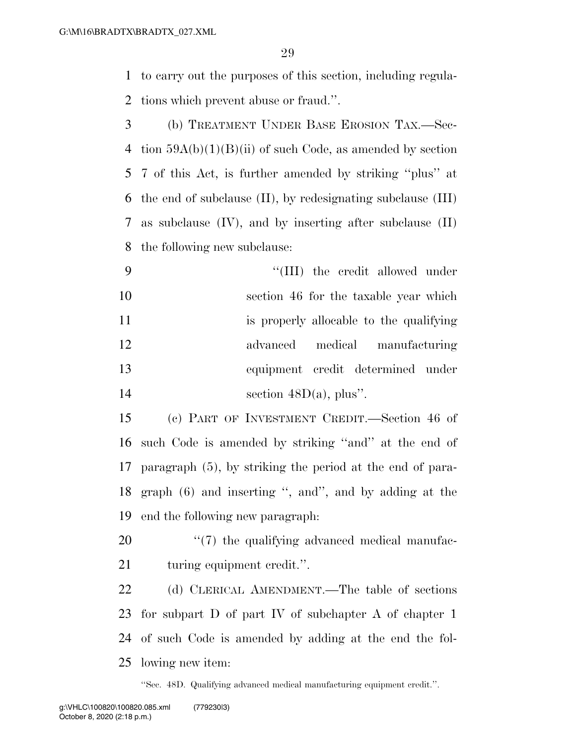to carry out the purposes of this section, including regulations which prevent abuse or fraud.''.

(b) TREATMENT UNDER BASE EROSION TAX.—Section 59A(b)(1)(B)(ii) of such Code, as amended by section 7 of this Act, is further amended by striking ''plus'' at the end of subclause (II), by redesignating subclause (III) as subclause (IV), and by inserting after subclause (II) the following new subclause:

> ''(III) the credit allowed under section 46 for the taxable year which is properly allocable to the qualifying advanced medical manufacturing equipment credit determined under section 48D(a), plus''.

(c) PART OF INVESTMENT CREDIT.—Section 46 of such Code is amended by striking ''and'' at the end of paragraph (5), by striking the period at the end of paragraph (6) and inserting '', and'', and by adding at the end the following new paragraph:

> ''(7) the qualifying advanced medical manufacturing equipment credit.''.

(d) CLERICAL AMENDMENT.—The table of sections for subpart D of part IV of subchapter A of chapter 1 of such Code is amended by adding at the end the following new item:

''Sec. 48D. Qualifying advanced medical manufacturing equipment credit.''.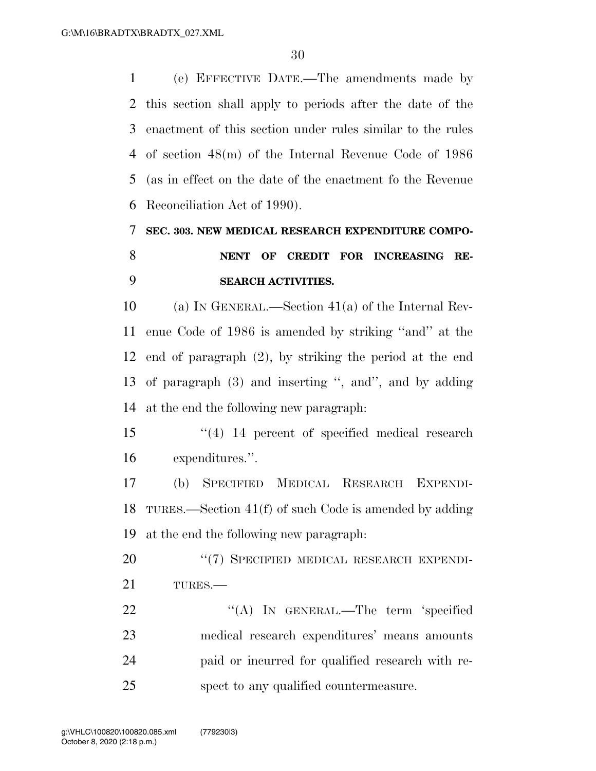(e) EFFECTIVE DATE.—The amendments made by this section shall apply to periods after the date of the enactment of this section under rules similar to the rules of section 48(m) of the Internal Revenue Code of 1986 (as in effect on the date of the enactment fo the Revenue Reconciliation Act of 1990).

### SEC. 303. NEW MEDICAL RESEARCH EXPENDITURE COMPONENT OF CREDIT FOR INCREASING RESEARCH ACTIVITIES.

(a) IN GENERAL.—Section 41(a) of the Internal Revenue Code of 1986 is amended by striking ''and'' at the end of paragraph (2), by striking the period at the end of paragraph (3) and inserting '', and'', and by adding at the end the following new paragraph:

''(4) 14 percent of specified medical research expenditures.''.

(b) SPECIFIED MEDICAL RESEARCH EXPENDITURES.—Section 41(f) of such Code is amended by adding at the end the following new paragraph:

''(7) SPECIFIED MEDICAL RESEARCH EXPENDITURES.—

''(A) IN GENERAL.—The term 'specified medical research expenditures' means amounts paid or incurred for qualified research with respect to any qualified countermeasure.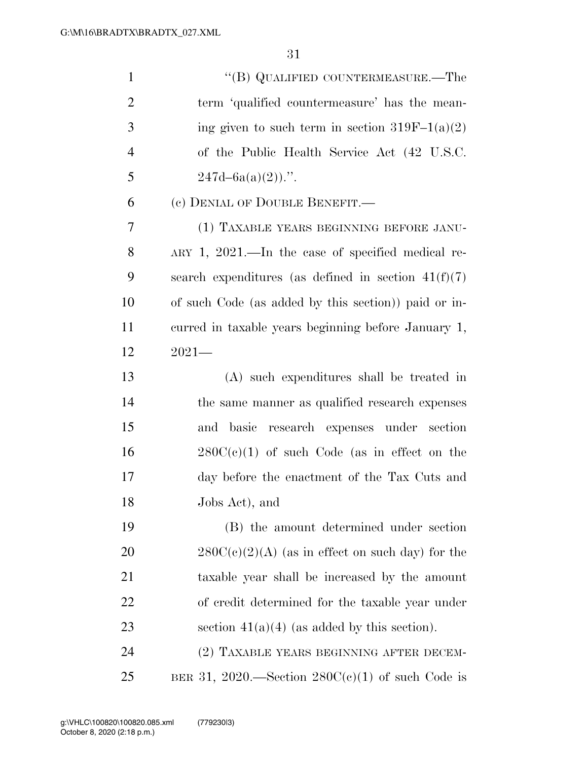"(B) QUALIFIED COUNTERMEASURE.—The term 'qualified countermeasure' has the meaning given to such term in section 319F–1(a)(2) of the Public Health Service Act (42 U.S.C. 247d–6a(a)(2)).".

(c) DENIAL OF DOUBLE BENEFIT.—

(1) TAXABLE YEARS BEGINNING BEFORE JANUARY 1, 2021.—In the case of specified medical research expenditures (as defined in section 41(f)(7) of such Code (as added by this section)) paid or incurred in taxable years beginning before January 1, 2021—

(A) such expenditures shall be treated in the same manner as qualified research expenses and basic research expenses under section 280C(c)(1) of such Code (as in effect on the day before the enactment of the Tax Cuts and Jobs Act), and

(B) the amount determined under section 280C(c)(2)(A) (as in effect on such day) for the taxable year shall be increased by the amount of credit determined for the taxable year under section 41(a)(4) (as added by this section).

(2) TAXABLE YEARS BEGINNING AFTER DECEMBER 31, 2020.—Section 280C(c)(1) of such Code is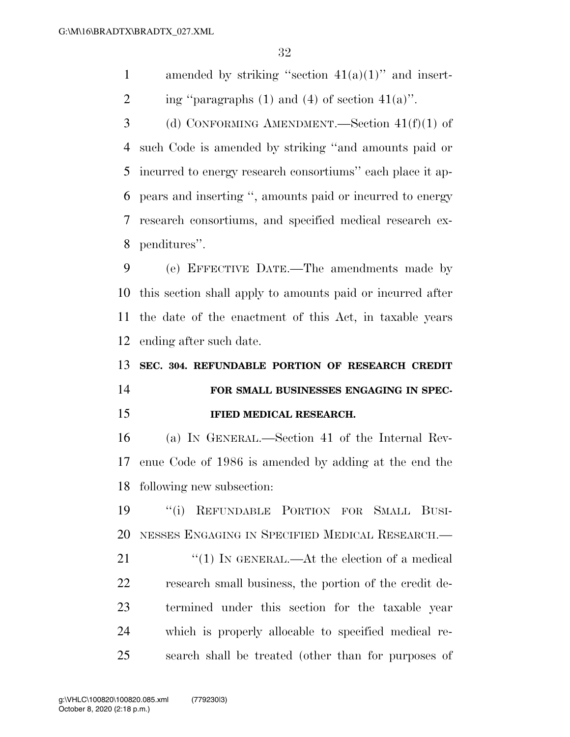amended by striking "section 41(a)(1)" and inserting "paragraphs (1) and (4) of section 41(a)".

(d) CONFORMING AMENDMENT.—Section 41(f)(1) of such Code is amended by striking "and amounts paid or incurred to energy research consortiums" each place it appears and inserting ", amounts paid or incurred to energy research consortiums, and specified medical research expenditures".

(e) EFFECTIVE DATE.—The amendments made by this section shall apply to amounts paid or incurred after the date of the enactment of this Act, in taxable years ending after such date.

**SEC. 304. REFUNDABLE PORTION OF RESEARCH CREDIT FOR SMALL BUSINESSES ENGAGING IN SPECIFIED MEDICAL RESEARCH.**

(a) IN GENERAL.—Section 41 of the Internal Revenue Code of 1986 is amended by adding at the end the following new subsection:

"(i) REFUNDABLE PORTION FOR SMALL BUSINESSES ENGAGING IN SPECIFIED MEDICAL RESEARCH.—

"(1) IN GENERAL.—At the election of a medical research small business, the portion of the credit determined under this section for the taxable year which is properly allocable to specified medical research shall be treated (other than for purposes of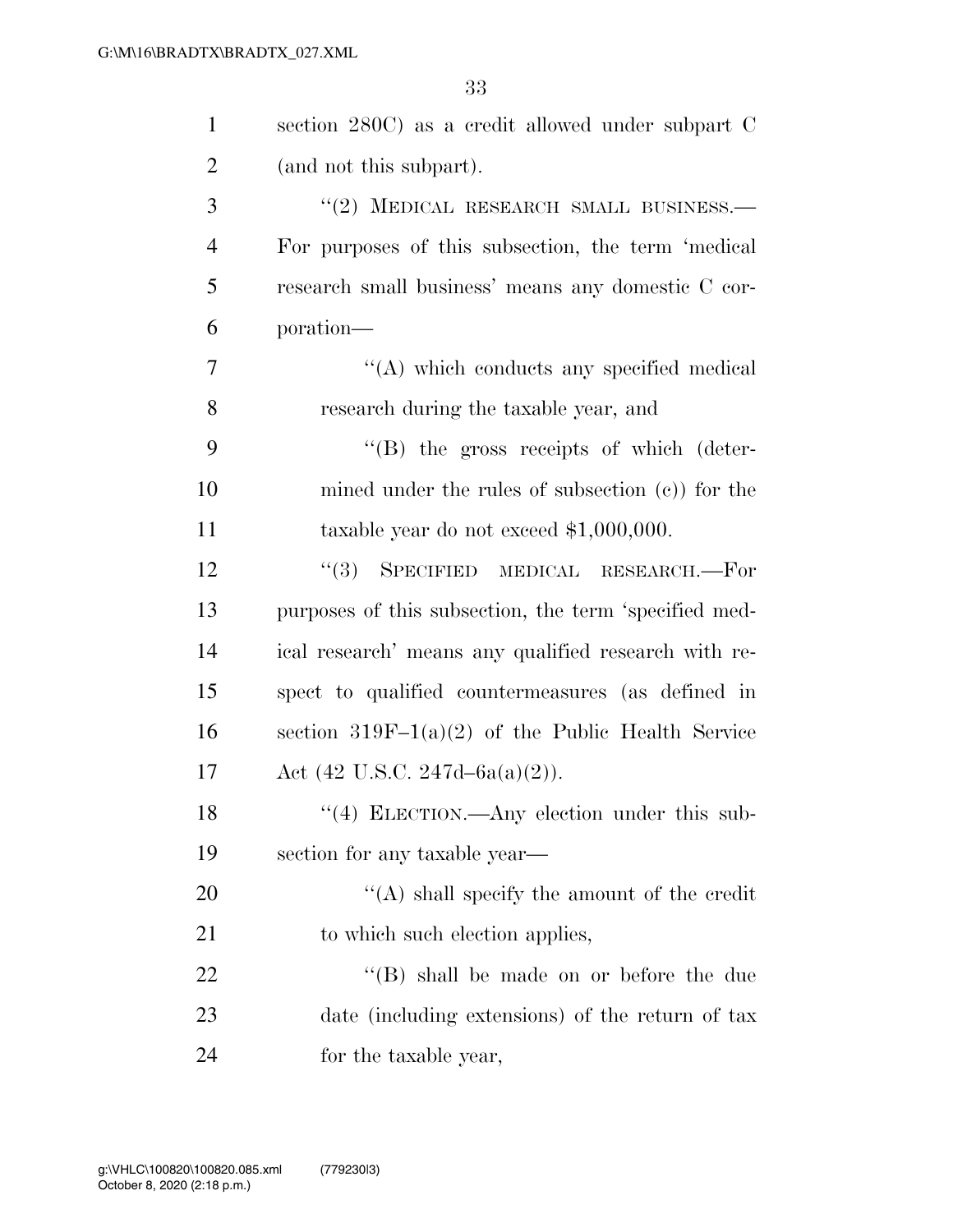section 280C) as a credit allowed under subpart C (and not this subpart).

"(2) MEDICAL RESEARCH SMALL BUSINESS.— For purposes of this subsection, the term 'medical research small business' means any domestic C corporation—

"(A) which conducts any specified medical research during the taxable year, and

"(B) the gross receipts of which (determined under the rules of subsection (c)) for the taxable year do not exceed $1,000,000.

"(3) SPECIFIED MEDICAL RESEARCH.—For purposes of this subsection, the term 'specified medical research' means any qualified research with respect to qualified countermeasures (as defined in section 319F–1(a)(2) of the Public Health Service Act (42 U.S.C. 247d–6a(a)(2)).

"(4) ELECTION.—Any election under this subsection for any taxable year—

"(A) shall specify the amount of the credit to which such election applies,

"(B) shall be made on or before the due date (including extensions) of the return of tax for the taxable year,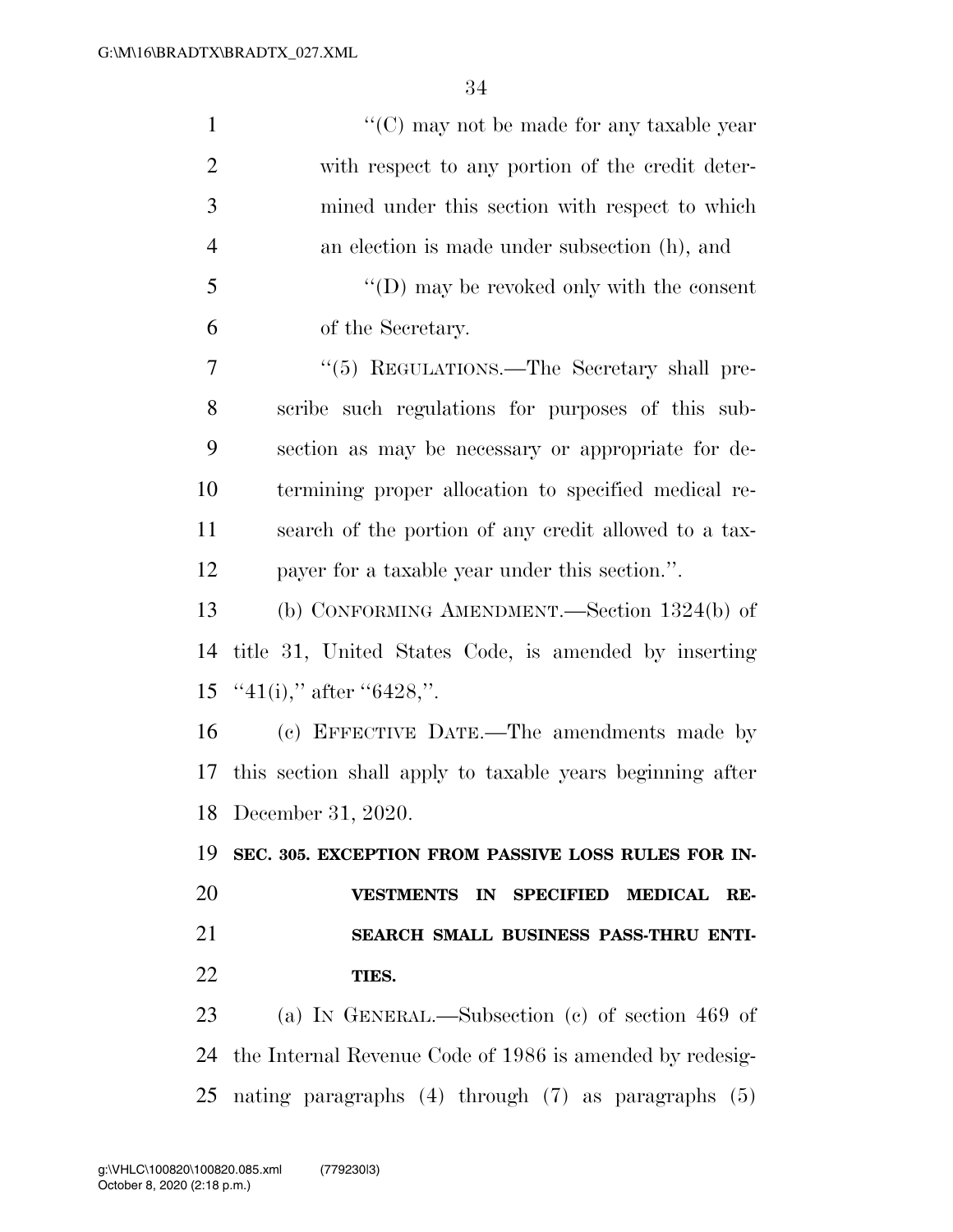"(C) may not be made for any taxable year with respect to any portion of the credit determined under this section with respect to which an election is made under subsection (h), and

"(D) may be revoked only with the consent of the Secretary.

"(5) REGULATIONS.—The Secretary shall prescribe such regulations for purposes of this subsection as may be necessary or appropriate for determining proper allocation to specified medical research of the portion of any credit allowed to a taxpayer for a taxable year under this section.".

(b) CONFORMING AMENDMENT.—Section 1324(b) of title 31, United States Code, is amended by inserting "41(i)," after "6428,".

(c) EFFECTIVE DATE.—The amendments made by this section shall apply to taxable years beginning after December 31, 2020.

**SEC. 305. EXCEPTION FROM PASSIVE LOSS RULES FOR INVESTMENTS IN SPECIFIED MEDICAL RESEARCH SMALL BUSINESS PASS-THRU ENTITIES.**

(a) IN GENERAL.—Subsection (c) of section 469 of the Internal Revenue Code of 1986 is amended by redesignating paragraphs (4) through (7) as paragraphs (5)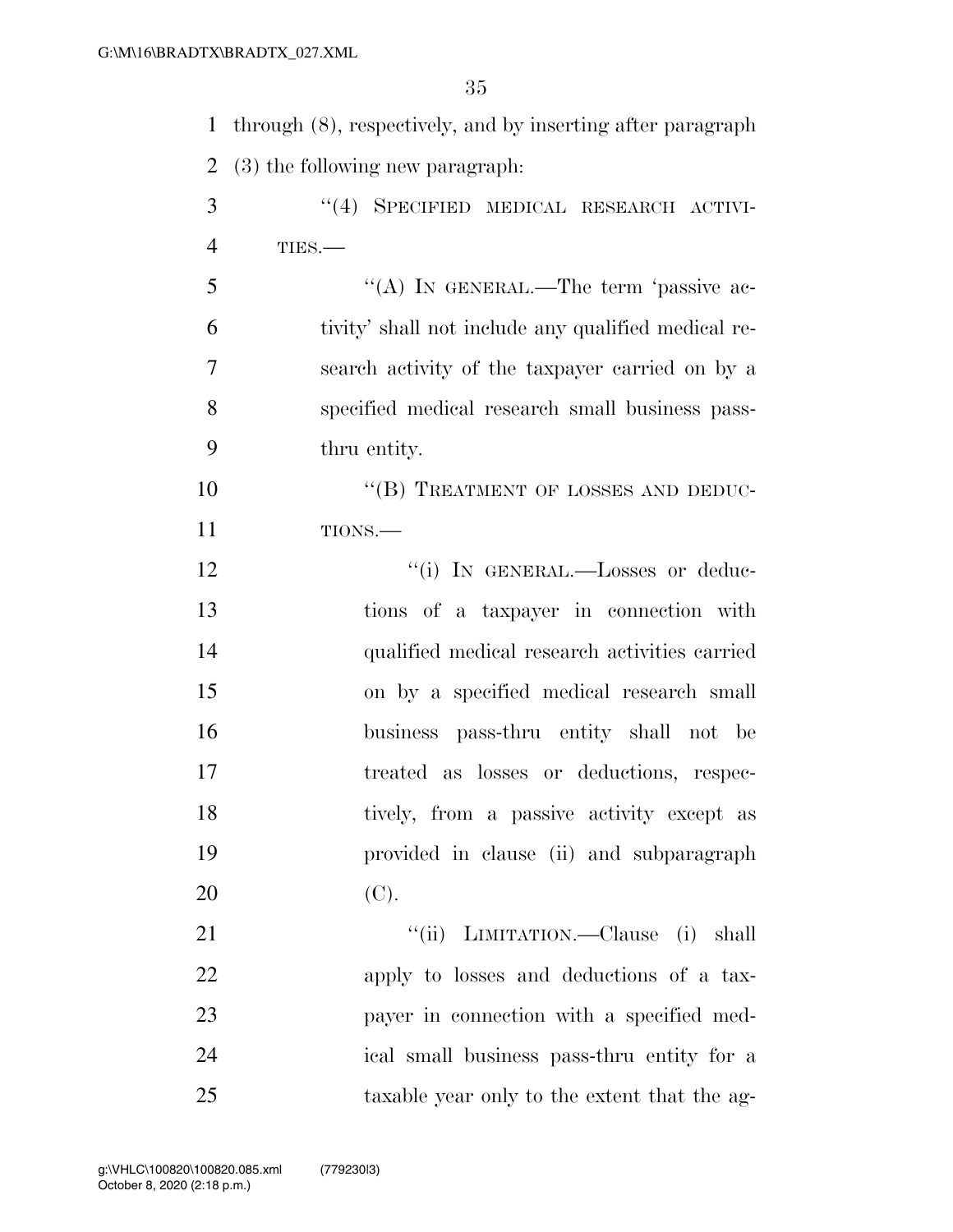through (8), respectively, and by inserting after paragraph (3) the following new paragraph:

"(4) SPECIFIED MEDICAL RESEARCH ACTIVITIES.—

"(A) IN GENERAL.—The term 'passive activity' shall not include any qualified medical research activity of the taxpayer carried on by a specified medical research small business pass-thru entity.

"(B) TREATMENT OF LOSSES AND DEDUCTIONS.—

"(i) IN GENERAL.—Losses or deductions of a taxpayer in connection with qualified medical research activities carried on by a specified medical research small business pass-thru entity shall not be treated as losses or deductions, respectively, from a passive activity except as provided in clause (ii) and subparagraph (C).

"(ii) LIMITATION.—Clause (i) shall apply to losses and deductions of a taxpayer in connection with a specified medical small business pass-thru entity for a taxable year only to the extent that the ag-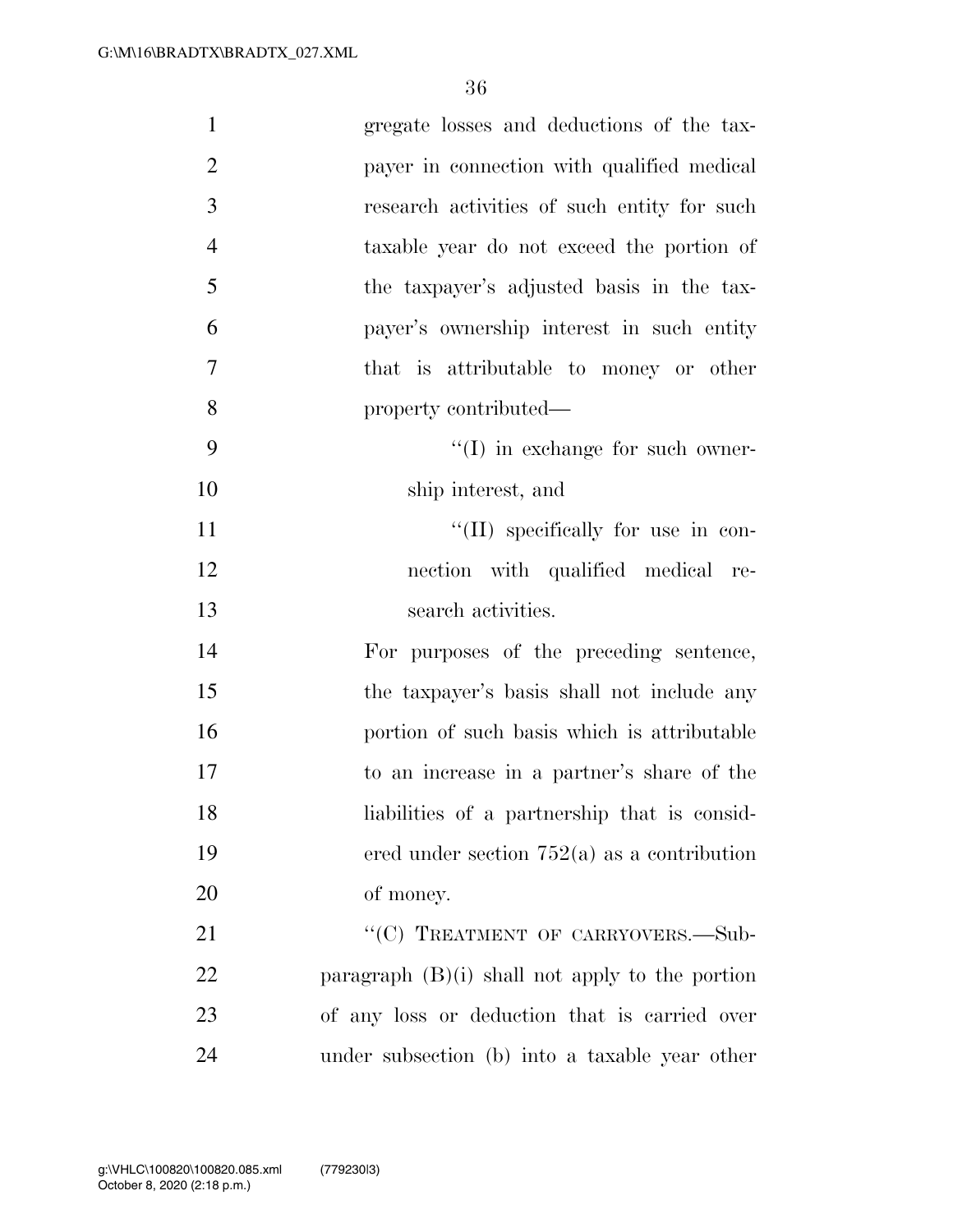gregate losses and deductions of the taxpayer in connection with qualified medical research activities of such entity for such taxable year do not exceed the portion of the taxpayer's adjusted basis in the taxpayer's ownership interest in such entity that is attributable to money or other property contributed—

''(I) in exchange for such ownership interest, and

''(II) specifically for use in connection with qualified medical research activities.

For purposes of the preceding sentence, the taxpayer's basis shall not include any portion of such basis which is attributable to an increase in a partner's share of the liabilities of a partnership that is considered under section 752(a) as a contribution of money.

''(C) TREATMENT OF CARRYOVERS.—Subparagraph (B)(i) shall not apply to the portion of any loss or deduction that is carried over under subsection (b) into a taxable year other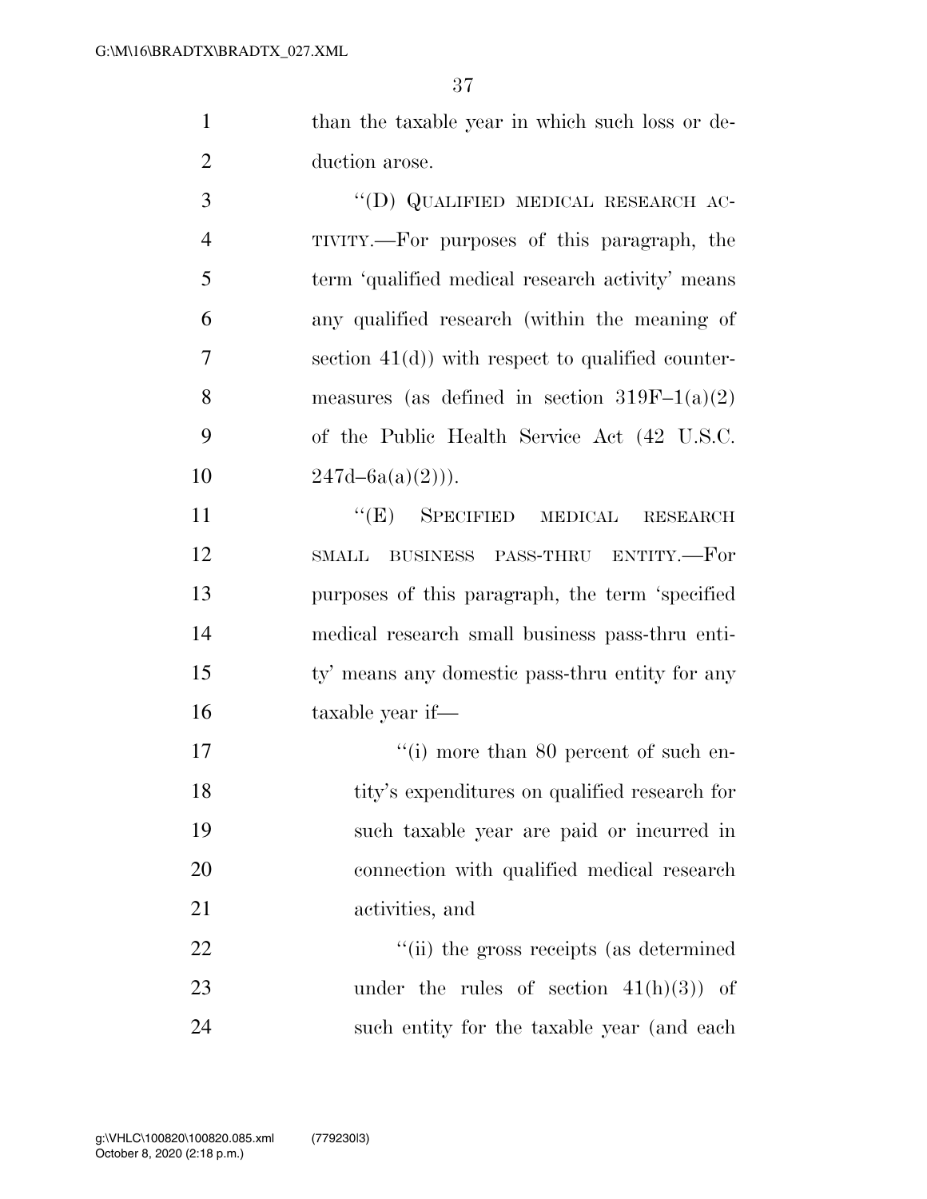than the taxable year in which such loss or deduction arose.

"(D) QUALIFIED MEDICAL RESEARCH ACTIVITY.—For purposes of this paragraph, the term 'qualified medical research activity' means any qualified research (within the meaning of section 41(d)) with respect to qualified countermeasures (as defined in section 319F–1(a)(2) of the Public Health Service Act (42 U.S.C. 247d–6a(a)(2))).

"(E) SPECIFIED MEDICAL RESEARCH SMALL BUSINESS PASS-THRU ENTITY.—For purposes of this paragraph, the term 'specified medical research small business pass-thru entity' means any domestic pass-thru entity for any taxable year if—

"(i) more than 80 percent of such entity's expenditures on qualified research for such taxable year are paid or incurred in connection with qualified medical research activities, and

"(ii) the gross receipts (as determined under the rules of section 41(h)(3)) of such entity for the taxable year (and each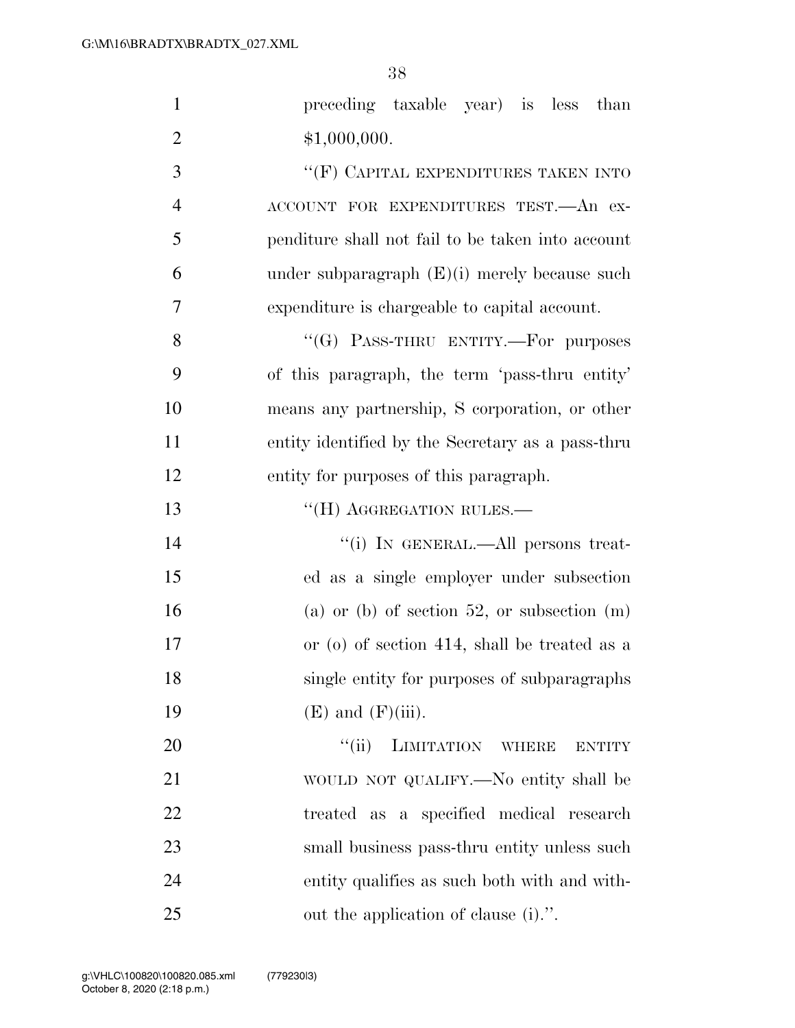preceding taxable year) is less than $1,000,000.

"(F) CAPITAL EXPENDITURES TAKEN INTO ACCOUNT FOR EXPENDITURES TEST.—An expenditure shall not fail to be taken into account under subparagraph (E)(i) merely because such expenditure is chargeable to capital account.

"(G) PASS-THRU ENTITY.—For purposes of this paragraph, the term 'pass-thru entity' means any partnership, S corporation, or other entity identified by the Secretary as a pass-thru entity for purposes of this paragraph.

"(H) AGGREGATION RULES.—

"(i) IN GENERAL.—All persons treated as a single employer under subsection (a) or (b) of section 52, or subsection (m) or (o) of section 414, shall be treated as a single entity for purposes of subparagraphs (E) and (F)(iii).

"(ii) LIMITATION WHERE ENTITY WOULD NOT QUALIFY.—No entity shall be treated as a specified medical research small business pass-thru entity unless such entity qualifies as such both with and without the application of clause (i).".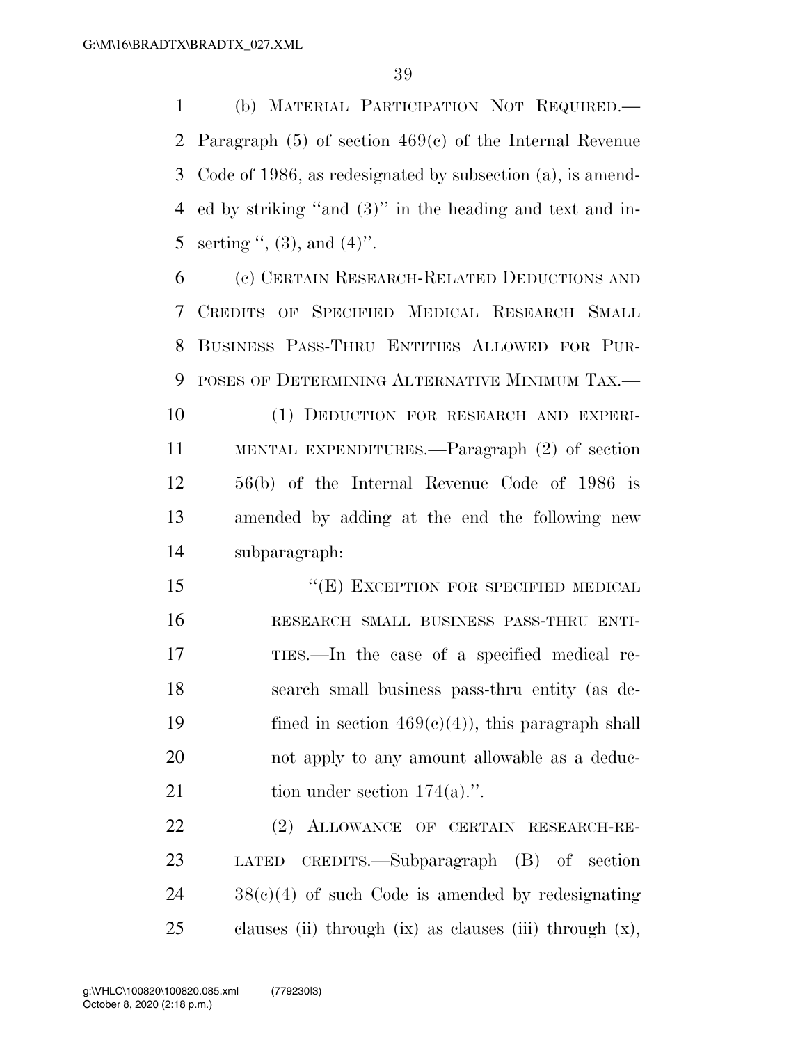(b) MATERIAL PARTICIPATION NOT REQUIRED.—Paragraph (5) of section 469(c) of the Internal Revenue Code of 1986, as redesignated by subsection (a), is amended by striking "and (3)" in the heading and text and inserting ", (3), and (4)".

(c) CERTAIN RESEARCH-RELATED DEDUCTIONS AND CREDITS OF SPECIFIED MEDICAL RESEARCH SMALL BUSINESS PASS-THRU ENTITIES ALLOWED FOR PURPOSES OF DETERMINING ALTERNATIVE MINIMUM TAX.—

(1) DEDUCTION FOR RESEARCH AND EXPERIMENTAL EXPENDITURES.—Paragraph (2) of section 56(b) of the Internal Revenue Code of 1986 is amended by adding at the end the following new subparagraph:

"(E) EXCEPTION FOR SPECIFIED MEDICAL RESEARCH SMALL BUSINESS PASS-THRU ENTITIES.—In the case of a specified medical research small business pass-thru entity (as defined in section 469(c)(4)), this paragraph shall not apply to any amount allowable as a deduction under section 174(a).".

(2) ALLOWANCE OF CERTAIN RESEARCH-RELATED CREDITS.—Subparagraph (B) of section 38(c)(4) of such Code is amended by redesignating clauses (ii) through (ix) as clauses (iii) through (x),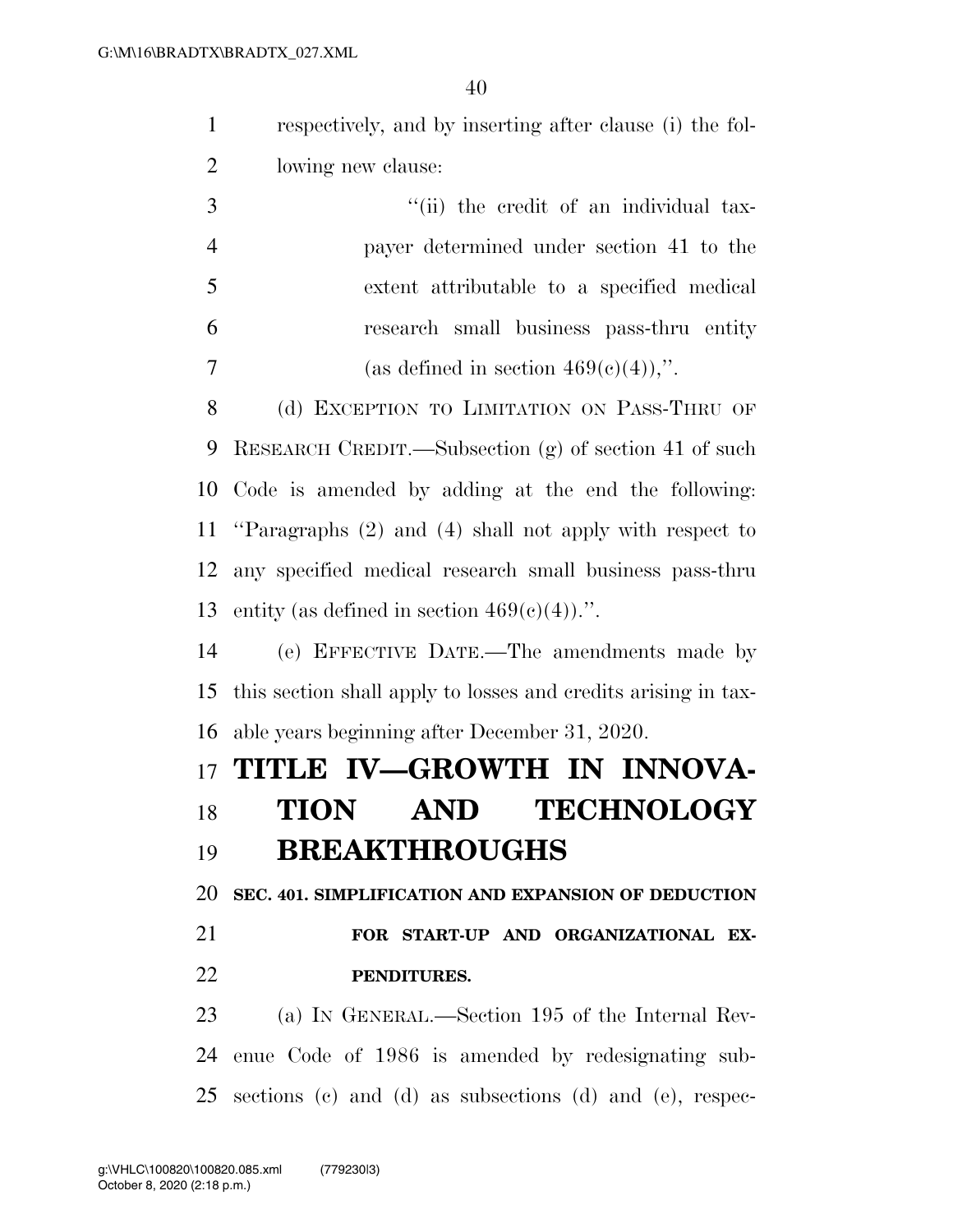respectively, and by inserting after clause (i) the following new clause:

> "(ii) the credit of an individual taxpayer determined under section 41 to the extent attributable to a specified medical research small business pass-thru entity (as defined in section 469(c)(4)),".

(d) EXCEPTION TO LIMITATION ON PASS-THRU OF RESEARCH CREDIT.—Subsection (g) of section 41 of such Code is amended by adding at the end the following: "Paragraphs (2) and (4) shall not apply with respect to any specified medical research small business pass-thru entity (as defined in section 469(c)(4)).".

(e) EFFECTIVE DATE.—The amendments made by this section shall apply to losses and credits arising in taxable years beginning after December 31, 2020.

# TITLE IV—GROWTH IN INNOVATION AND TECHNOLOGY BREAKTHROUGHS

### SEC. 401. SIMPLIFICATION AND EXPANSION OF DEDUCTION FOR START-UP AND ORGANIZATIONAL EXPENDITURES.

(a) IN GENERAL.—Section 195 of the Internal Revenue Code of 1986 is amended by redesignating subsections (c) and (d) as subsections (d) and (e), respec-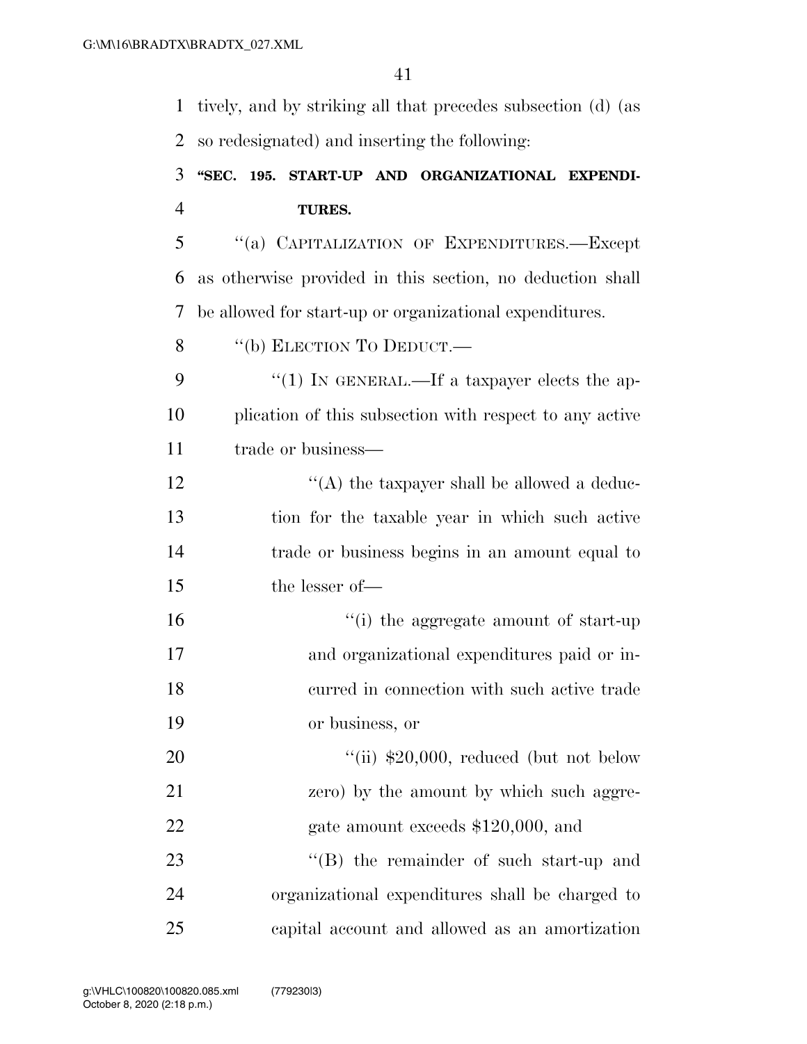tively, and by striking all that precedes subsection (d) (as so redesignated) and inserting the following:

**"SEC. 195. START-UP AND ORGANIZATIONAL EXPENDITURES.**

"(a) CAPITALIZATION OF EXPENDITURES.—Except as otherwise provided in this section, no deduction shall be allowed for start-up or organizational expenditures.

"(b) ELECTION TO DEDUCT.—

"(1) IN GENERAL.—If a taxpayer elects the application of this subsection with respect to any active trade or business—

"(A) the taxpayer shall be allowed a deduction for the taxable year in which such active trade or business begins in an amount equal to the lesser of—

"(i) the aggregate amount of start-up and organizational expenditures paid or incurred in connection with such active trade or business, or

"(ii) $20,000, reduced (but not below zero) by the amount by which such aggregate amount exceeds $120,000, and

"(B) the remainder of such start-up and organizational expenditures shall be charged to capital account and allowed as an amortization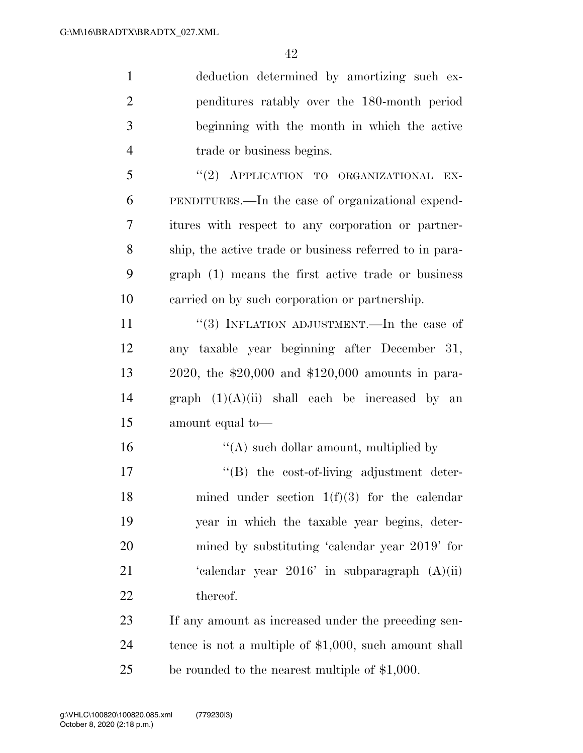deduction determined by amortizing such expenditures ratably over the 180-month period beginning with the month in which the active trade or business begins.

"(2) APPLICATION TO ORGANIZATIONAL EXPENDITURES.—In the case of organizational expenditures with respect to any corporation or partnership, the active trade or business referred to in paragraph (1) means the first active trade or business carried on by such corporation or partnership.

"(3) INFLATION ADJUSTMENT.—In the case of any taxable year beginning after December 31, 2020, the $20,000 and $120,000 amounts in paragraph (1)(A)(ii) shall each be increased by an amount equal to—

"(A) such dollar amount, multiplied by

"(B) the cost-of-living adjustment determined under section 1(f)(3) for the calendar year in which the taxable year begins, determined by substituting 'calendar year 2019' for 'calendar year 2016' in subparagraph (A)(ii) thereof.

If any amount as increased under the preceding sentence is not a multiple of $1,000, such amount shall be rounded to the nearest multiple of $1,000.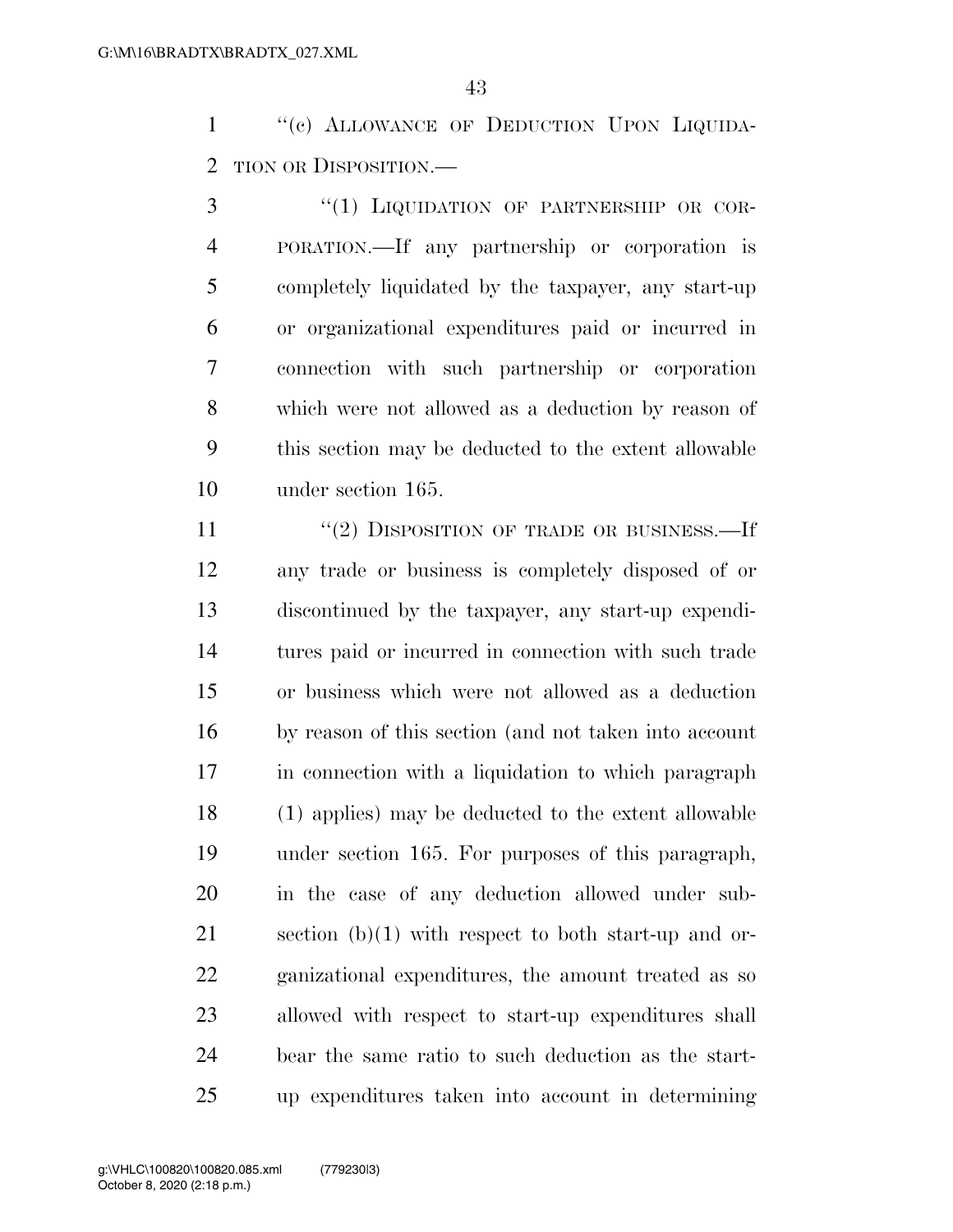"(c) ALLOWANCE OF DEDUCTION UPON LIQUIDATION OR DISPOSITION.—

"(1) LIQUIDATION OF PARTNERSHIP OR CORPORATION.—If any partnership or corporation is completely liquidated by the taxpayer, any start-up or organizational expenditures paid or incurred in connection with such partnership or corporation which were not allowed as a deduction by reason of this section may be deducted to the extent allowable under section 165.

"(2) DISPOSITION OF TRADE OR BUSINESS.—If any trade or business is completely disposed of or discontinued by the taxpayer, any start-up expenditures paid or incurred in connection with such trade or business which were not allowed as a deduction by reason of this section (and not taken into account in connection with a liquidation to which paragraph (1) applies) may be deducted to the extent allowable under section 165. For purposes of this paragraph, in the case of any deduction allowed under subsection (b)(1) with respect to both start-up and organizational expenditures, the amount treated as so allowed with respect to start-up expenditures shall bear the same ratio to such deduction as the start-up expenditures taken into account in determining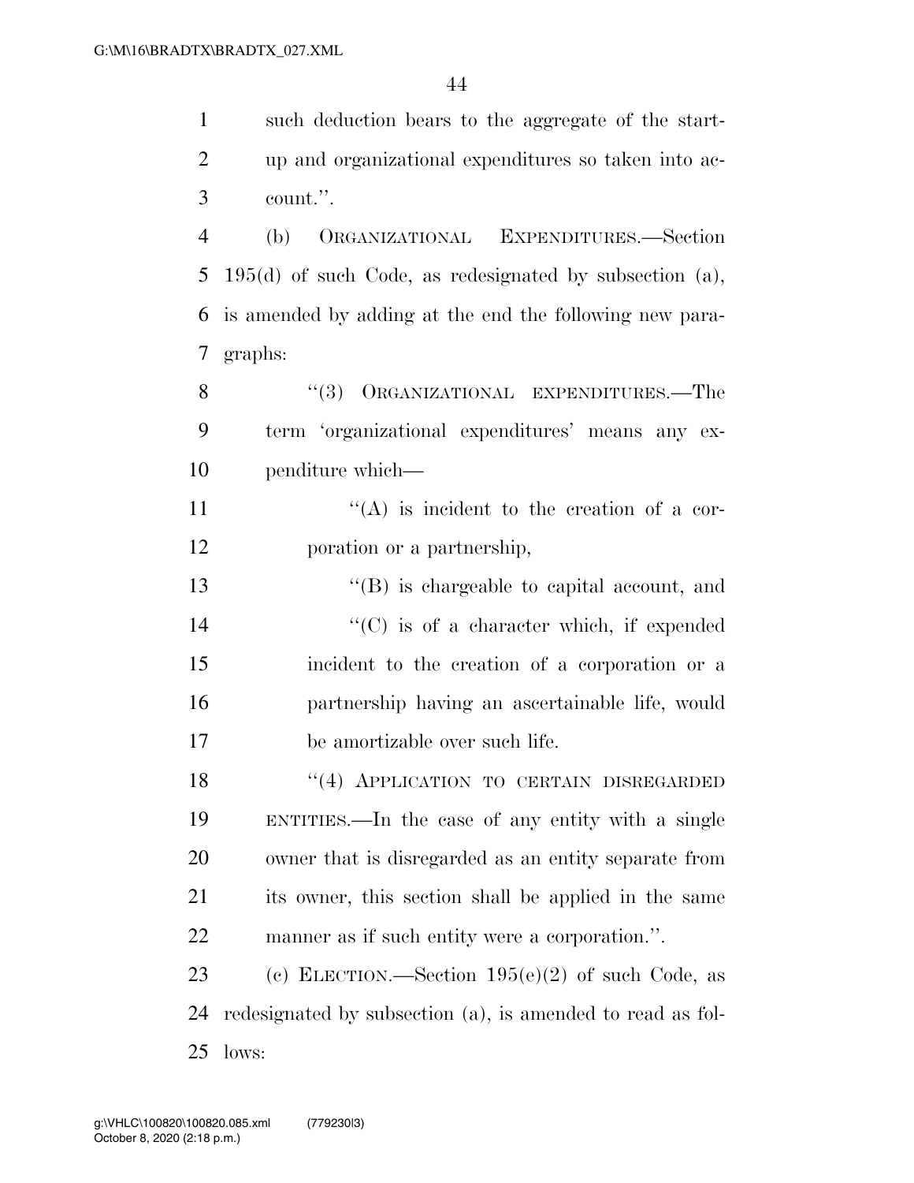such deduction bears to the aggregate of the start-up and organizational expenditures so taken into account.''.

(b) ORGANIZATIONAL EXPENDITURES.—Section 195(d) of such Code, as redesignated by subsection (a), is amended by adding at the end the following new paragraphs:

> ''(3) ORGANIZATIONAL EXPENDITURES.—The term 'organizational expenditures' means any expenditure which—
>
> > ''(A) is incident to the creation of a corporation or a partnership,
> >
> > ''(B) is chargeable to capital account, and
> >
> > ''(C) is of a character which, if expended incident to the creation of a corporation or a partnership having an ascertainable life, would be amortizable over such life.
>
> ''(4) APPLICATION TO CERTAIN DISREGARDED ENTITIES.—In the case of any entity with a single owner that is disregarded as an entity separate from its owner, this section shall be applied in the same manner as if such entity were a corporation.''.

(c) ELECTION.—Section 195(e)(2) of such Code, as redesignated by subsection (a), is amended to read as follows: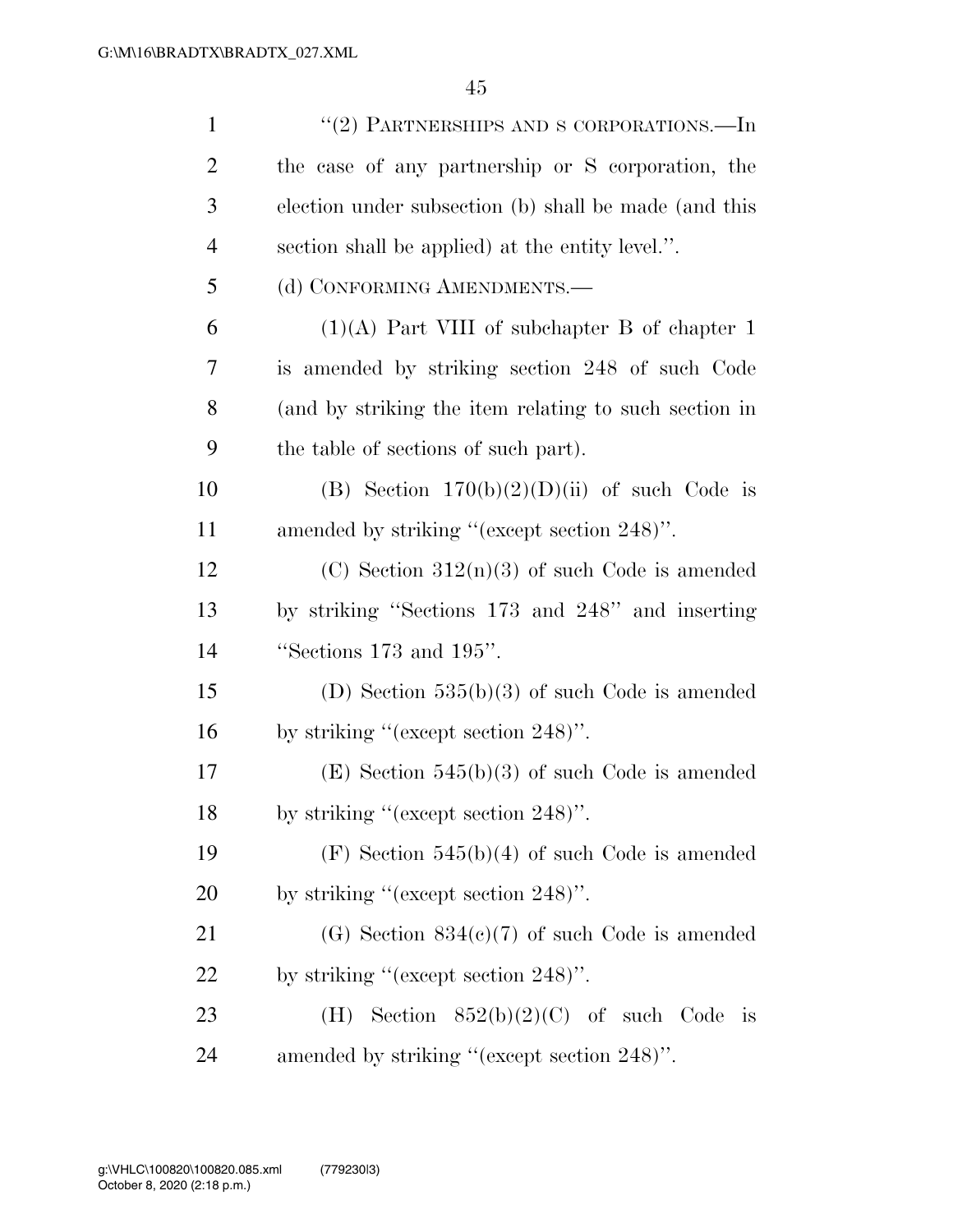"(2) PARTNERSHIPS AND S CORPORATIONS.—In the case of any partnership or S corporation, the election under subsection (b) shall be made (and this section shall be applied) at the entity level.".

(d) CONFORMING AMENDMENTS.—

(1)(A) Part VIII of subchapter B of chapter 1 is amended by striking section 248 of such Code (and by striking the item relating to such section in the table of sections of such part).

(B) Section 170(b)(2)(D)(ii) of such Code is amended by striking "(except section 248)".

(C) Section 312(n)(3) of such Code is amended by striking "Sections 173 and 248" and inserting "Sections 173 and 195".

(D) Section 535(b)(3) of such Code is amended by striking "(except section 248)".

(E) Section 545(b)(3) of such Code is amended by striking "(except section 248)".

(F) Section 545(b)(4) of such Code is amended by striking "(except section 248)".

(G) Section 834(c)(7) of such Code is amended by striking "(except section 248)".

(H) Section 852(b)(2)(C) of such Code is amended by striking "(except section 248)".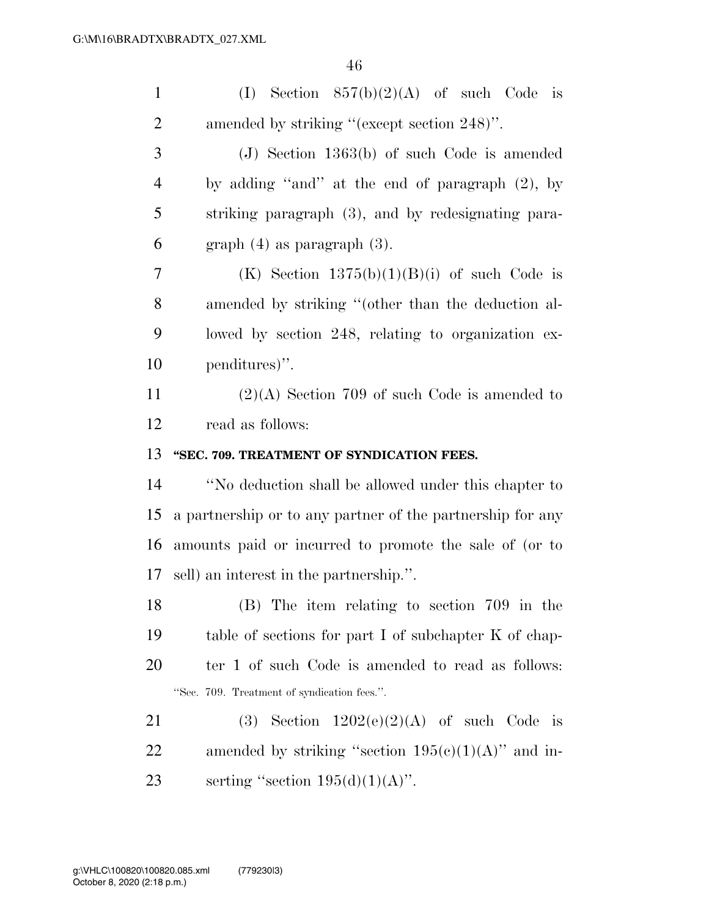(I) Section 857(b)(2)(A) of such Code is amended by striking "(except section 248)".

(J) Section 1363(b) of such Code is amended by adding "and" at the end of paragraph (2), by striking paragraph (3), and by redesignating paragraph (4) as paragraph (3).

(K) Section 1375(b)(1)(B)(i) of such Code is amended by striking "(other than the deduction allowed by section 248, relating to organization expenditures)".

(2)(A) Section 709 of such Code is amended to read as follows:

**"SEC. 709. TREATMENT OF SYNDICATION FEES.**

"No deduction shall be allowed under this chapter to a partnership or to any partner of the partnership for any amounts paid or incurred to promote the sale of (or to sell) an interest in the partnership.".

(B) The item relating to section 709 in the table of sections for part I of subchapter K of chapter 1 of such Code is amended to read as follows:

"Sec. 709. Treatment of syndication fees.".

(3) Section 1202(e)(2)(A) of such Code is amended by striking "section 195(c)(1)(A)" and inserting "section 195(d)(1)(A)".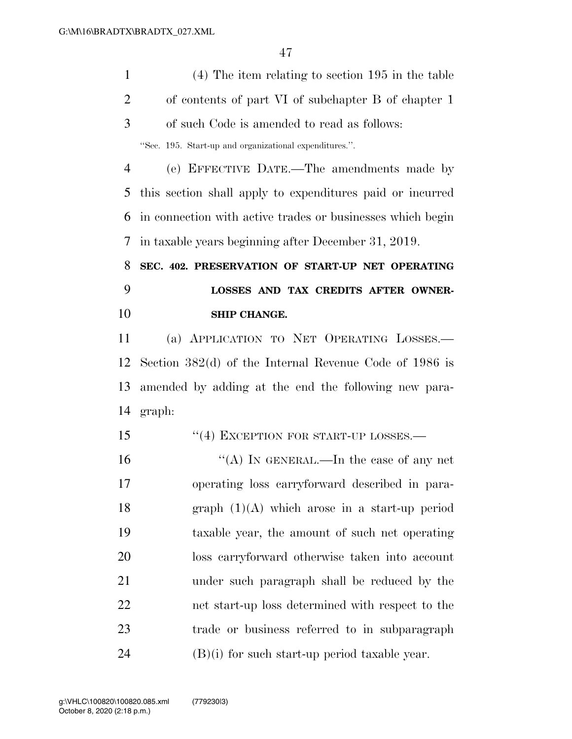(4) The item relating to section 195 in the table of contents of part VI of subchapter B of chapter 1 of such Code is amended to read as follows:

"Sec. 195. Start-up and organizational expenditures.".

(e) EFFECTIVE DATE.—The amendments made by this section shall apply to expenditures paid or incurred in connection with active trades or businesses which begin in taxable years beginning after December 31, 2019.

**SEC. 402. PRESERVATION OF START-UP NET OPERATING LOSSES AND TAX CREDITS AFTER OWNERSHIP CHANGE.**

(a) APPLICATION TO NET OPERATING LOSSES.—Section 382(d) of the Internal Revenue Code of 1986 is amended by adding at the end the following new paragraph:

"(4) EXCEPTION FOR START-UP LOSSES.—

"(A) IN GENERAL.—In the case of any net operating loss carryforward described in paragraph (1)(A) which arose in a start-up period taxable year, the amount of such net operating loss carryforward otherwise taken into account under such paragraph shall be reduced by the net start-up loss determined with respect to the trade or business referred to in subparagraph (B)(i) for such start-up period taxable year.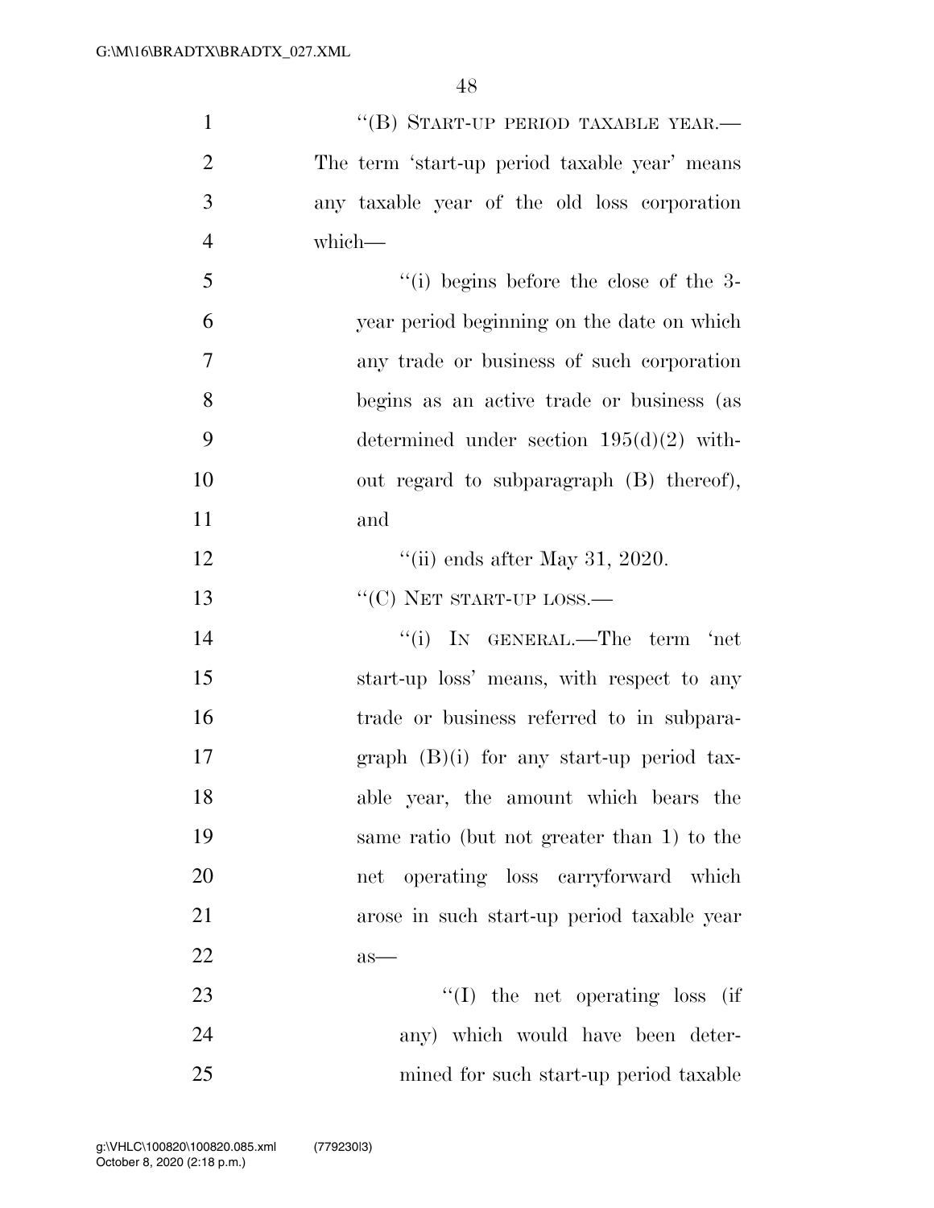"(B) START-UP PERIOD TAXABLE YEAR.— The term 'start-up period taxable year' means any taxable year of the old loss corporation which—

"(i) begins before the close of the 3-year period beginning on the date on which any trade or business of such corporation begins as an active trade or business (as determined under section 195(d)(2) without regard to subparagraph (B) thereof), and

"(ii) ends after May 31, 2020.

"(C) NET START-UP LOSS.—

"(i) IN GENERAL.—The term 'net start-up loss' means, with respect to any trade or business referred to in subparagraph (B)(i) for any start-up period taxable year, the amount which bears the same ratio (but not greater than 1) to the net operating loss carryforward which arose in such start-up period taxable year as—

"(I) the net operating loss (if any) which would have been determined for such start-up period taxable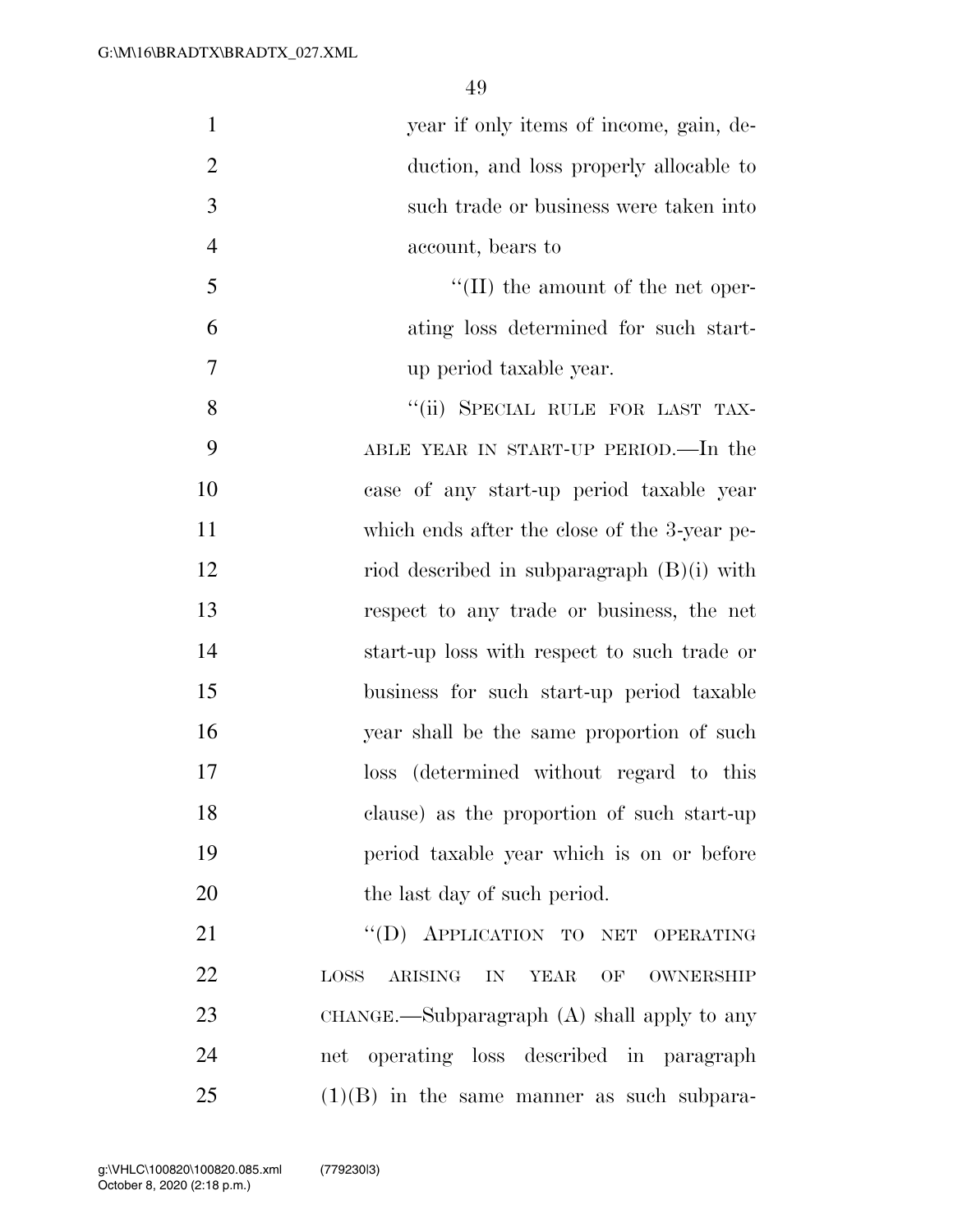year if only items of income, gain, deduction, and loss properly allocable to such trade or business were taken into account, bears to

''(II) the amount of the net operating loss determined for such start-up period taxable year.

''(ii) SPECIAL RULE FOR LAST TAXABLE YEAR IN START-UP PERIOD.—In the case of any start-up period taxable year which ends after the close of the 3-year period described in subparagraph (B)(i) with respect to any trade or business, the net start-up loss with respect to such trade or business for such start-up period taxable year shall be the same proportion of such loss (determined without regard to this clause) as the proportion of such start-up period taxable year which is on or before the last day of such period.

''(D) APPLICATION TO NET OPERATING LOSS ARISING IN YEAR OF OWNERSHIP CHANGE.—Subparagraph (A) shall apply to any net operating loss described in paragraph (1)(B) in the same manner as such subpara-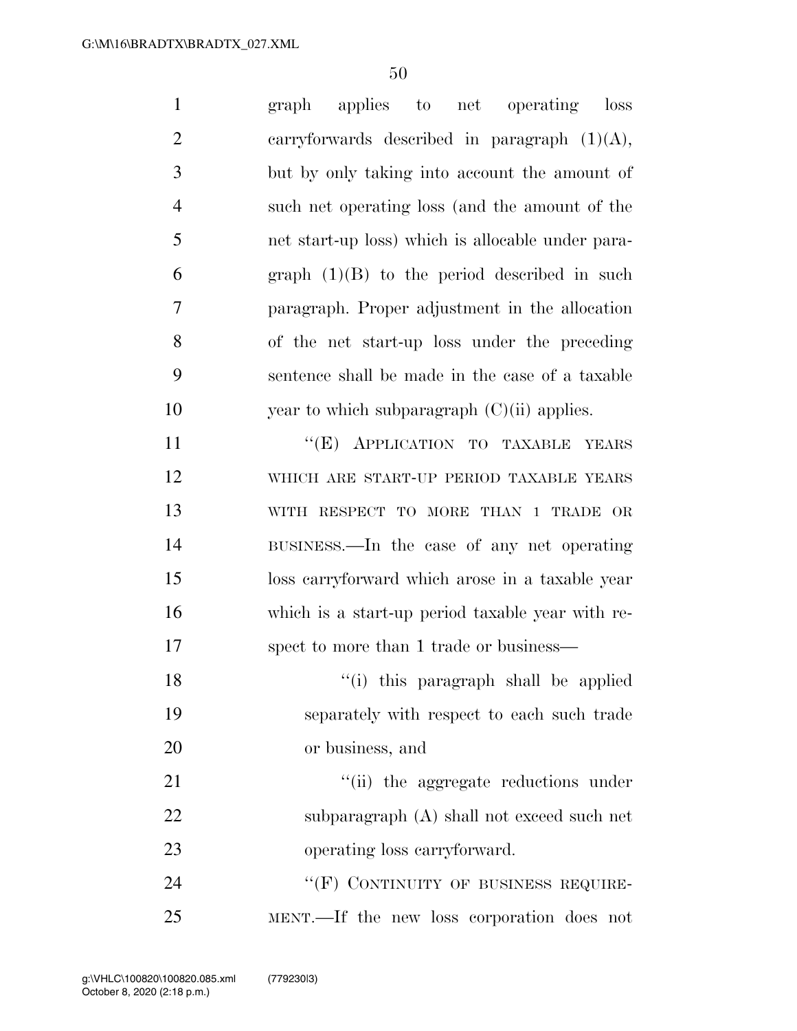graph applies to net operating loss carryforwards described in paragraph (1)(A), but by only taking into account the amount of such net operating loss (and the amount of the net start-up loss) which is allocable under paragraph (1)(B) to the period described in such paragraph. Proper adjustment in the allocation of the net start-up loss under the preceding sentence shall be made in the case of a taxable year to which subparagraph (C)(ii) applies.

"(E) APPLICATION TO TAXABLE YEARS WHICH ARE START-UP PERIOD TAXABLE YEARS WITH RESPECT TO MORE THAN 1 TRADE OR BUSINESS.—In the case of any net operating loss carryforward which arose in a taxable year which is a start-up period taxable year with respect to more than 1 trade or business—

"(i) this paragraph shall be applied separately with respect to each such trade or business, and

"(ii) the aggregate reductions under subparagraph (A) shall not exceed such net operating loss carryforward.

"(F) CONTINUITY OF BUSINESS REQUIREMENT.—If the new loss corporation does not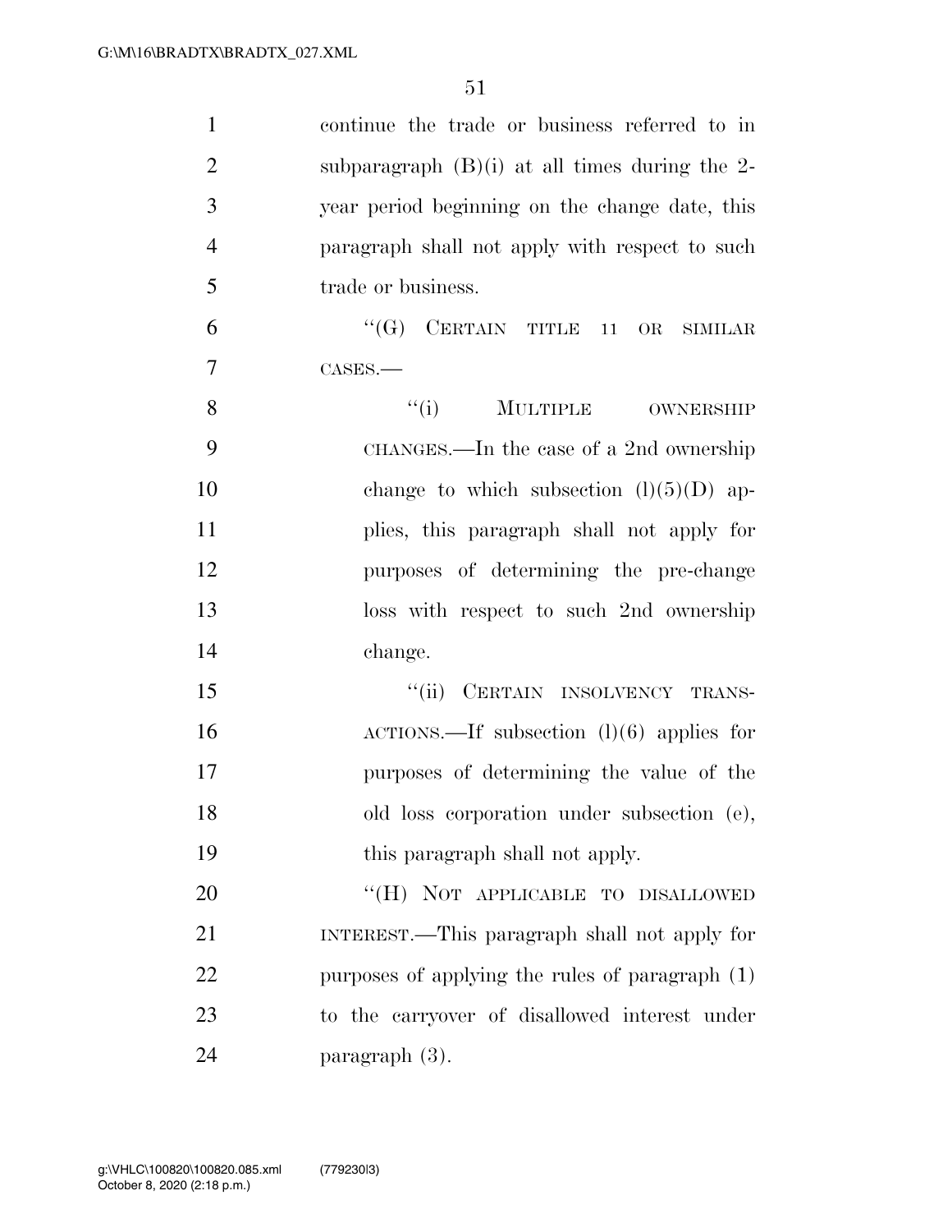continue the trade or business referred to in subparagraph (B)(i) at all times during the 2-year period beginning on the change date, this paragraph shall not apply with respect to such trade or business.

"(G) CERTAIN TITLE 11 OR SIMILAR CASES.—

"(i) MULTIPLE OWNERSHIP CHANGES.—In the case of a 2nd ownership change to which subsection (l)(5)(D) applies, this paragraph shall not apply for purposes of determining the pre-change loss with respect to such 2nd ownership change.

"(ii) CERTAIN INSOLVENCY TRANSACTIONS.—If subsection (l)(6) applies for purposes of determining the value of the old loss corporation under subsection (e), this paragraph shall not apply.

"(H) NOT APPLICABLE TO DISALLOWED INTEREST.—This paragraph shall not apply for purposes of applying the rules of paragraph (1) to the carryover of disallowed interest under paragraph (3).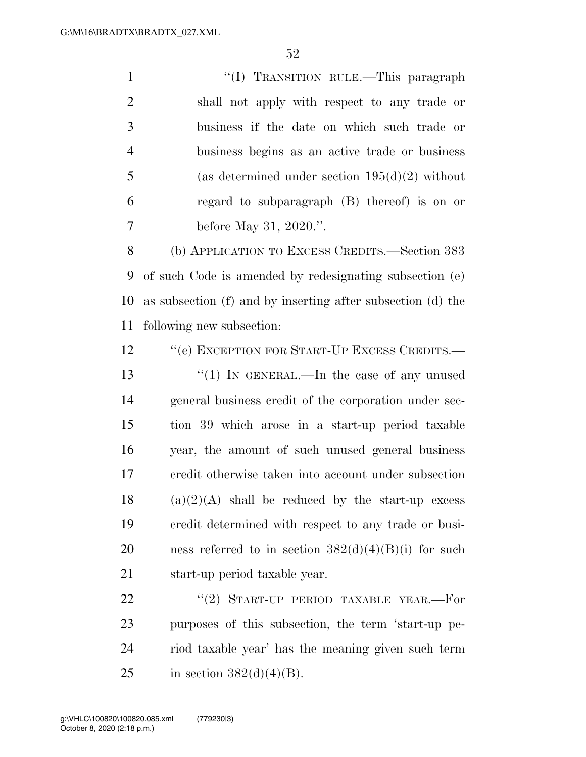"(I) TRANSITION RULE.—This paragraph shall not apply with respect to any trade or business if the date on which such trade or business begins as an active trade or business (as determined under section 195(d)(2) without regard to subparagraph (B) thereof) is on or before May 31, 2020.".

(b) APPLICATION TO EXCESS CREDITS.—Section 383 of such Code is amended by redesignating subsection (e) as subsection (f) and by inserting after subsection (d) the following new subsection:

"(e) EXCEPTION FOR START-UP EXCESS CREDITS.—

"(1) IN GENERAL.—In the case of any unused general business credit of the corporation under section 39 which arose in a start-up period taxable year, the amount of such unused general business credit otherwise taken into account under subsection (a)(2)(A) shall be reduced by the start-up excess credit determined with respect to any trade or business referred to in section 382(d)(4)(B)(i) for such start-up period taxable year.

"(2) START-UP PERIOD TAXABLE YEAR.—For purposes of this subsection, the term 'start-up period taxable year' has the meaning given such term in section 382(d)(4)(B).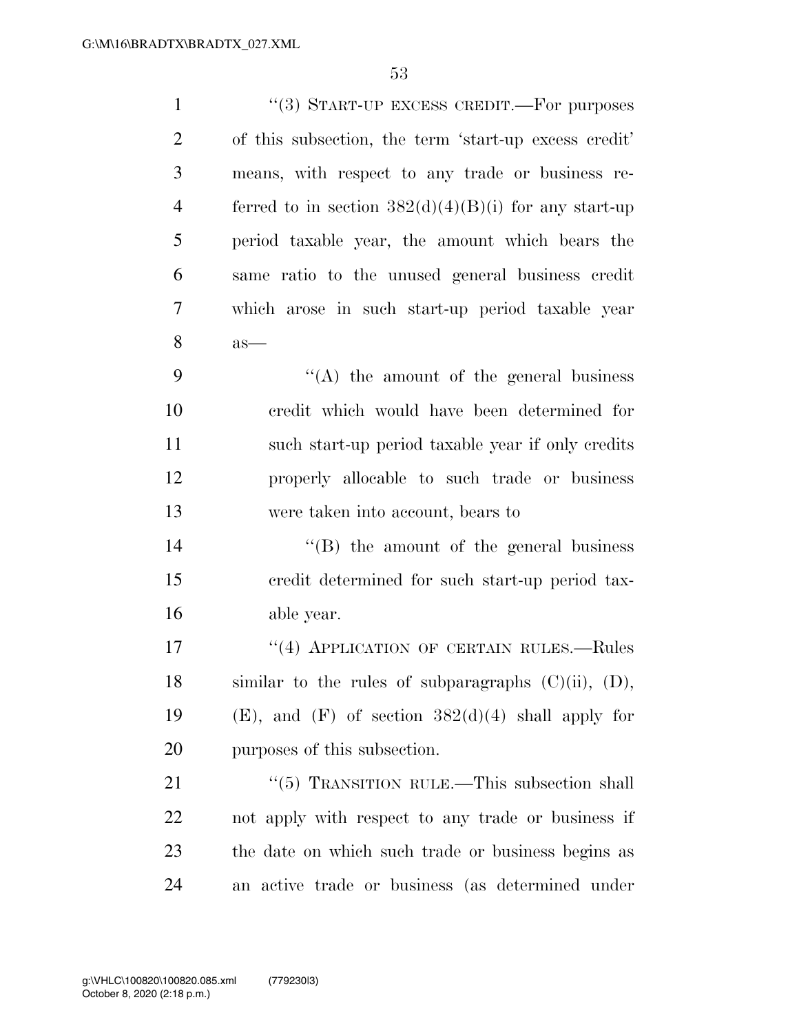"(3) START-UP EXCESS CREDIT.—For purposes of this subsection, the term 'start-up excess credit' means, with respect to any trade or business referred to in section 382(d)(4)(B)(i) for any start-up period taxable year, the amount which bears the same ratio to the unused general business credit which arose in such start-up period taxable year as—

"(A) the amount of the general business credit which would have been determined for such start-up period taxable year if only credits properly allocable to such trade or business were taken into account, bears to

"(B) the amount of the general business credit determined for such start-up period taxable year.

"(4) APPLICATION OF CERTAIN RULES.—Rules similar to the rules of subparagraphs (C)(ii), (D), (E), and (F) of section 382(d)(4) shall apply for purposes of this subsection.

"(5) TRANSITION RULE.—This subsection shall not apply with respect to any trade or business if the date on which such trade or business begins as an active trade or business (as determined under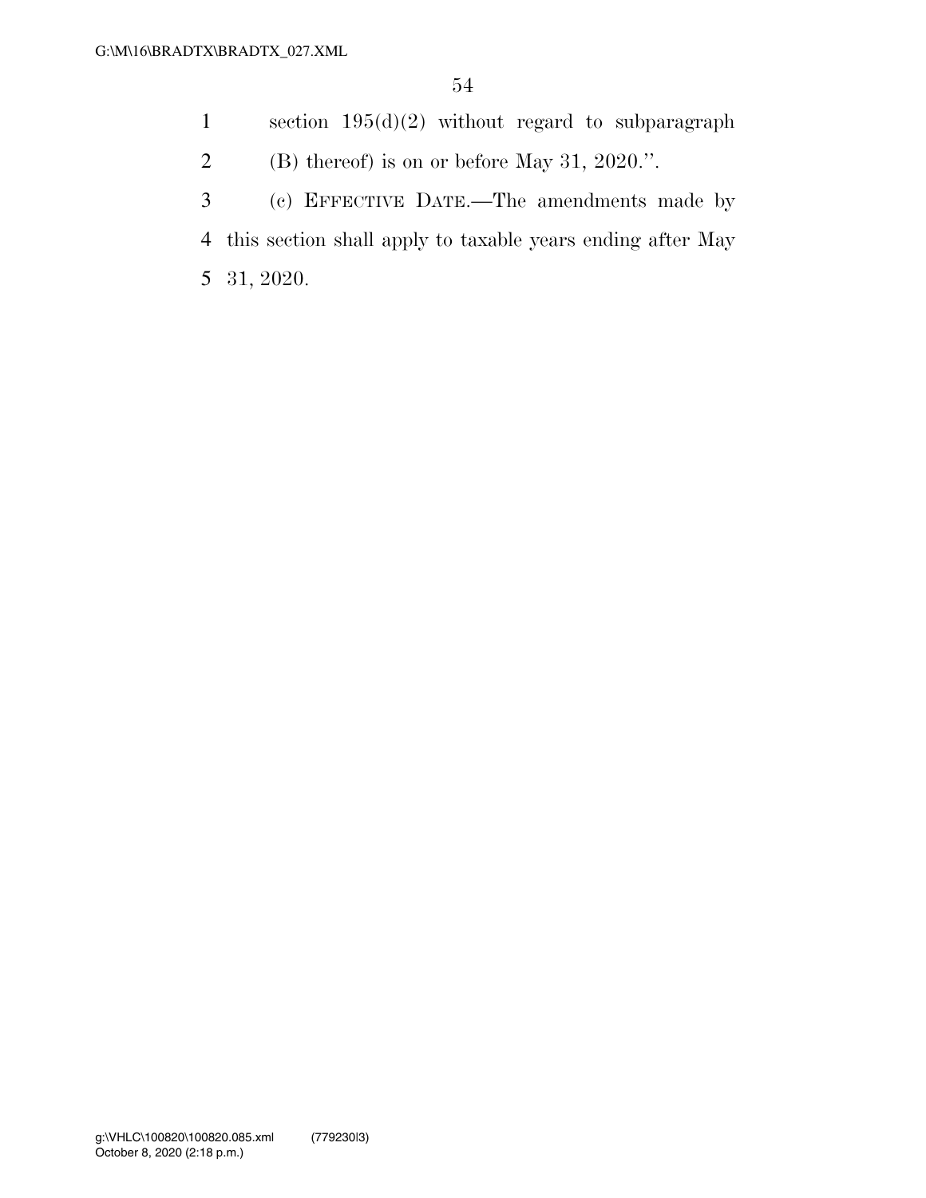section 195(d)(2) without regard to subparagraph (B) thereof) is on or before May 31, 2020.''.

(c) EFFECTIVE DATE.—The amendments made by this section shall apply to taxable years ending after May 31, 2020.